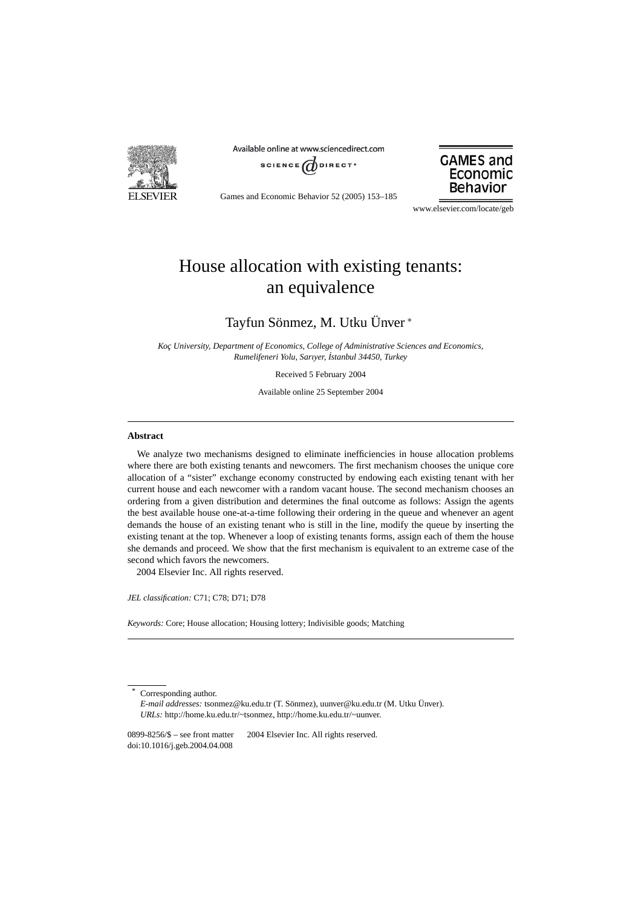# House allocation with existing tenants: an equivalence

Tayfun Sönmez, M. Utku Ünver [*]

*Koç University, Department of Economics, College of Administrative Sciences and Economics, Rumelifeneri Yolu, Sarıyer, İstanbul 34450, Turkey*

Received 5 February 2004

Available online 25 September 2004

## Abstract

We analyze two mechanisms designed to eliminate inefficiencies in house allocation problems where there are both existing tenants and newcomers. The first mechanism chooses the unique core allocation of a "sister" exchange economy constructed by endowing each existing tenant with her current house and each newcomer with a random vacant house. The second mechanism chooses an ordering from a given distribution and determines the final outcome as follows: Assign the agents the best available house one-at-a-time following their ordering in the queue and whenever an agent demands the house of an existing tenant who is still in the line, modify the queue by inserting the existing tenant at the top. Whenever a loop of existing tenants forms, assign each of them the house she demands and proceed. We show that the first mechanism is equivalent to an extreme case of the second which favors the newcomers.

2004 Elsevier Inc. All rights reserved.

*JEL classification:* C71; C78; D71; D78

*Keywords:* Core; House allocation; Housing lottery; Indivisible goods; Matching

---

[*] Corresponding author.
*E-mail addresses:* tsonmez@ku.edu.tr (T. Sönmez), uunver@ku.edu.tr (M. Utku Ünver).
*URLs:* http://home.ku.edu.tr/~tsonmez, http://home.ku.edu.tr/~uunver.

0899-8256/$ – see front matter 2004 Elsevier Inc. All rights reserved.
doi:10.1016/j.geb.2004.04.008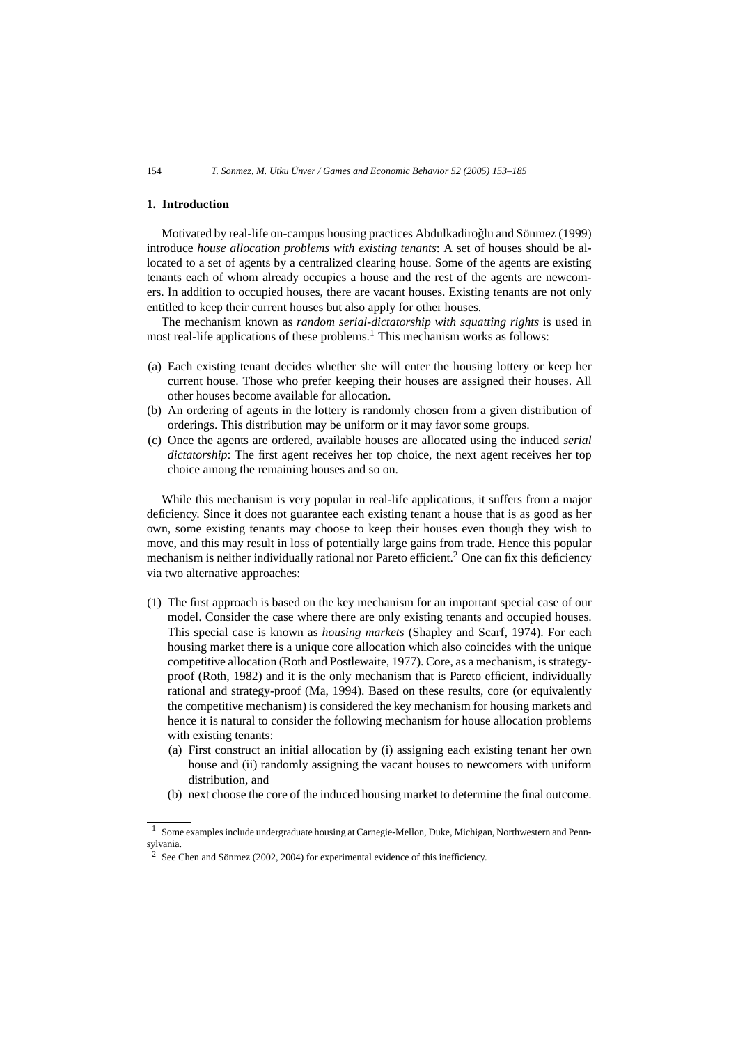## 1. Introduction

Motivated by real-life on-campus housing practices Abdulkadiroğlu and Sönmez (1999) introduce *house allocation problems with existing tenants*: A set of houses should be allocated to a set of agents by a centralized clearing house. Some of the agents are existing tenants each of whom already occupies a house and the rest of the agents are newcomers. In addition to occupied houses, there are vacant houses. Existing tenants are not only entitled to keep their current houses but also apply for other houses.

The mechanism known as *random serial-dictatorship with squatting rights* is used in most real-life applications of these problems.[1] This mechanism works as follows:

(a) Each existing tenant decides whether she will enter the housing lottery or keep her current house. Those who prefer keeping their houses are assigned their houses. All other houses become available for allocation.
(b) An ordering of agents in the lottery is randomly chosen from a given distribution of orderings. This distribution may be uniform or it may favor some groups.
(c) Once the agents are ordered, available houses are allocated using the induced *serial dictatorship*: The first agent receives her top choice, the next agent receives her top choice among the remaining houses and so on.

While this mechanism is very popular in real-life applications, it suffers from a major deficiency. Since it does not guarantee each existing tenant a house that is as good as her own, some existing tenants may choose to keep their houses even though they wish to move, and this may result in loss of potentially large gains from trade. Hence this popular mechanism is neither individually rational nor Pareto efficient.[2] One can fix this deficiency via two alternative approaches:

(1) The first approach is based on the key mechanism for an important special case of our model. Consider the case where there are only existing tenants and occupied houses. This special case is known as *housing markets* (Shapley and Scarf, 1974). For each housing market there is a unique core allocation which also coincides with the unique competitive allocation (Roth and Postlewaite, 1977). Core, as a mechanism, is strategy-proof (Roth, 1982) and it is the only mechanism that is Pareto efficient, individually rational and strategy-proof (Ma, 1994). Based on these results, core (or equivalently the competitive mechanism) is considered the key mechanism for housing markets and hence it is natural to consider the following mechanism for house allocation problems with existing tenants:
   (a) First construct an initial allocation by (i) assigning each existing tenant her own house and (ii) randomly assigning the vacant houses to newcomers with uniform distribution, and
   (b) next choose the core of the induced housing market to determine the final outcome.

---

[1] Some examples include undergraduate housing at Carnegie-Mellon, Duke, Michigan, Northwestern and Pennsylvania.

[2] See Chen and Sönmez (2002, 2004) for experimental evidence of this inefficiency.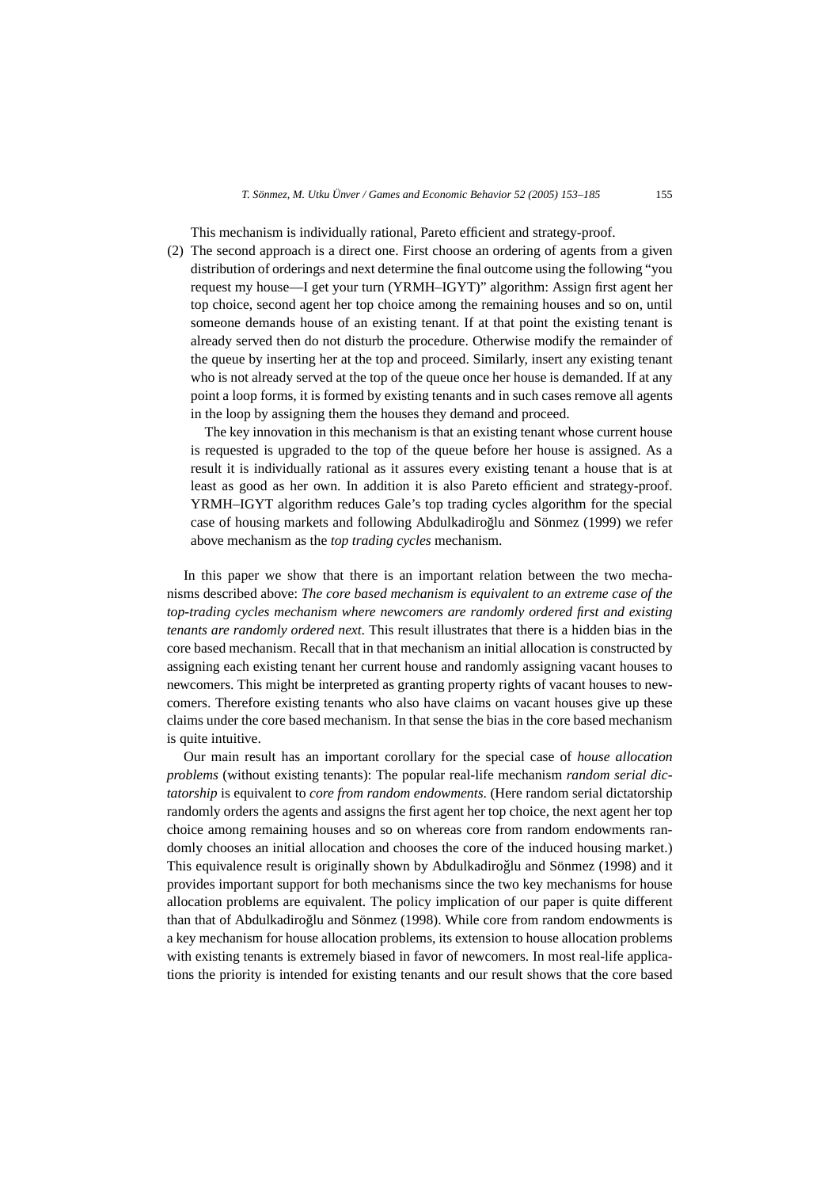This mechanism is individually rational, Pareto efficient and strategy-proof.

(2) The second approach is a direct one. First choose an ordering of agents from a given distribution of orderings and next determine the final outcome using the following "you request my house—I get your turn (YRMH–IGYT)" algorithm: Assign first agent her top choice, second agent her top choice among the remaining houses and so on, until someone demands house of an existing tenant. If at that point the existing tenant is already served then do not disturb the procedure. Otherwise modify the remainder of the queue by inserting her at the top and proceed. Similarly, insert any existing tenant who is not already served at the top of the queue once her house is demanded. If at any point a loop forms, it is formed by existing tenants and in such cases remove all agents in the loop by assigning them the houses they demand and proceed.

   The key innovation in this mechanism is that an existing tenant whose current house is requested is upgraded to the top of the queue before her house is assigned. As a result it is individually rational as it assures every existing tenant a house that is at least as good as her own. In addition it is also Pareto efficient and strategy-proof. YRMH–IGYT algorithm reduces Gale's top trading cycles algorithm for the special case of housing markets and following Abdulkadiroğlu and Sönmez (1999) we refer above mechanism as the *top trading cycles* mechanism.

In this paper we show that there is an important relation between the two mechanisms described above: *The core based mechanism is equivalent to an extreme case of the top-trading cycles mechanism where newcomers are randomly ordered first and existing tenants are randomly ordered next.* This result illustrates that there is a hidden bias in the core based mechanism. Recall that in that mechanism an initial allocation is constructed by assigning each existing tenant her current house and randomly assigning vacant houses to newcomers. This might be interpreted as granting property rights of vacant houses to newcomers. Therefore existing tenants who also have claims on vacant houses give up these claims under the core based mechanism. In that sense the bias in the core based mechanism is quite intuitive.

Our main result has an important corollary for the special case of *house allocation problems* (without existing tenants): The popular real-life mechanism *random serial dictatorship* is equivalent to *core from random endowments*. (Here random serial dictatorship randomly orders the agents and assigns the first agent her top choice, the next agent her top choice among remaining houses and so on whereas core from random endowments randomly chooses an initial allocation and chooses the core of the induced housing market.) This equivalence result is originally shown by Abdulkadiroğlu and Sönmez (1998) and it provides important support for both mechanisms since the two key mechanisms for house allocation problems are equivalent. The policy implication of our paper is quite different than that of Abdulkadiroğlu and Sönmez (1998). While core from random endowments is a key mechanism for house allocation problems, its extension to house allocation problems with existing tenants is extremely biased in favor of newcomers. In most real-life applications the priority is intended for existing tenants and our result shows that the core based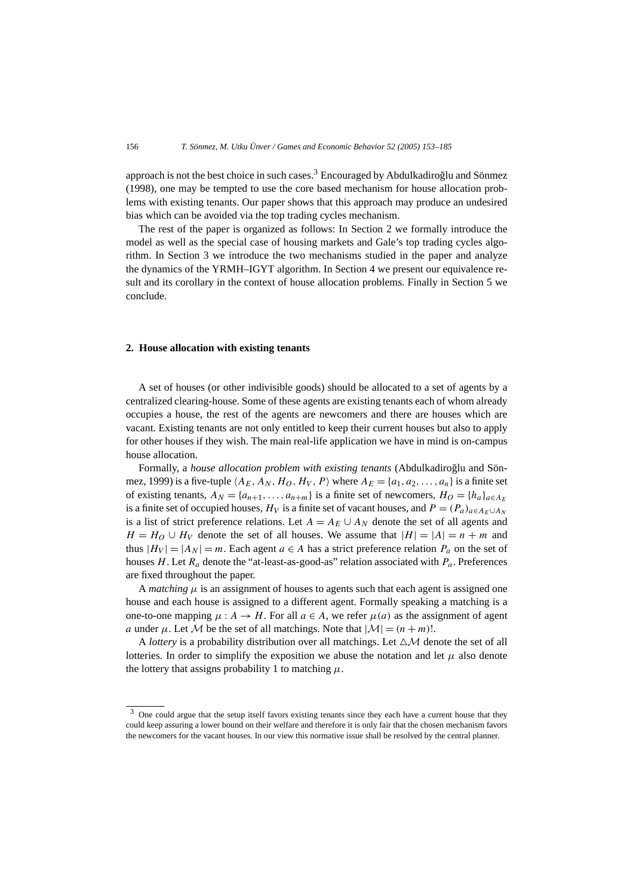approach is not the best choice in such cases.[3] Encouraged by Abdulkadiroğlu and Sönmez (1998), one may be tempted to use the core based mechanism for house allocation problems with existing tenants. Our paper shows that this approach may produce an undesired bias which can be avoided via the top trading cycles mechanism.

The rest of the paper is organized as follows: In Section 2 we formally introduce the model as well as the special case of housing markets and Gale's top trading cycles algorithm. In Section 3 we introduce the two mechanisms studied in the paper and analyze the dynamics of the YRMH–IGYT algorithm. In Section 4 we present our equivalence result and its corollary in the context of house allocation problems. Finally in Section 5 we conclude.

## 2. House allocation with existing tenants

A set of houses (or other indivisible goods) should be allocated to a set of agents by a centralized clearing-house. Some of these agents are existing tenants each of whom already occupies a house, the rest of the agents are newcomers and there are houses which are vacant. Existing tenants are not only entitled to keep their current houses but also to apply for other houses if they wish. The main real-life application we have in mind is on-campus house allocation.

Formally, a *house allocation problem with existing tenants* (Abdulkadiroğlu and Sönmez, 1999) is a five-tuple $\langle A_E, A_N, H_O, H_V, P\rangle$ where $A_E = \{a_1, a_2, \ldots, a_n\}$ is a finite set of existing tenants, $A_N = \{a_{n+1}, \ldots, a_{n+m}\}$ is a finite set of newcomers, $H_O = \{h_a\}_{a\in A_E}$ is a finite set of occupied houses, $H_V$ is a finite set of vacant houses, and $P = (P_a)_{a\in A_E\cup A_N}$ is a list of strict preference relations. Let $A = A_E \cup A_N$ denote the set of all agents and $H = H_O \cup H_V$ denote the set of all houses. We assume that $|H| = |A| = n + m$ and thus $|H_V| = |A_N| = m$. Each agent $a \in A$ has a strict preference relation $P_a$ on the set of houses $H$. Let $R_a$ denote the "at-least-as-good-as" relation associated with $P_a$. Preferences are fixed throughout the paper.

A *matching* $\mu$ is an assignment of houses to agents such that each agent is assigned one house and each house is assigned to a different agent. Formally speaking a matching is a one-to-one mapping $\mu : A \to H$. For all $a \in A$, we refer $\mu(a)$ as the assignment of agent $a$ under $\mu$. Let $\mathcal{M}$ be the set of all matchings. Note that $|\mathcal{M}| = (n + m)!$.

A *lottery* is a probability distribution over all matchings. Let $\triangle\mathcal{M}$ denote the set of all lotteries. In order to simplify the exposition we abuse the notation and let $\mu$ also denote the lottery that assigns probability 1 to matching $\mu$.

---

[3] One could argue that the setup itself favors existing tenants since they each have a current house that they could keep assuring a lower bound on their welfare and therefore it is only fair that the chosen mechanism favors the newcomers for the vacant houses. In our view this normative issue shall be resolved by the central planner.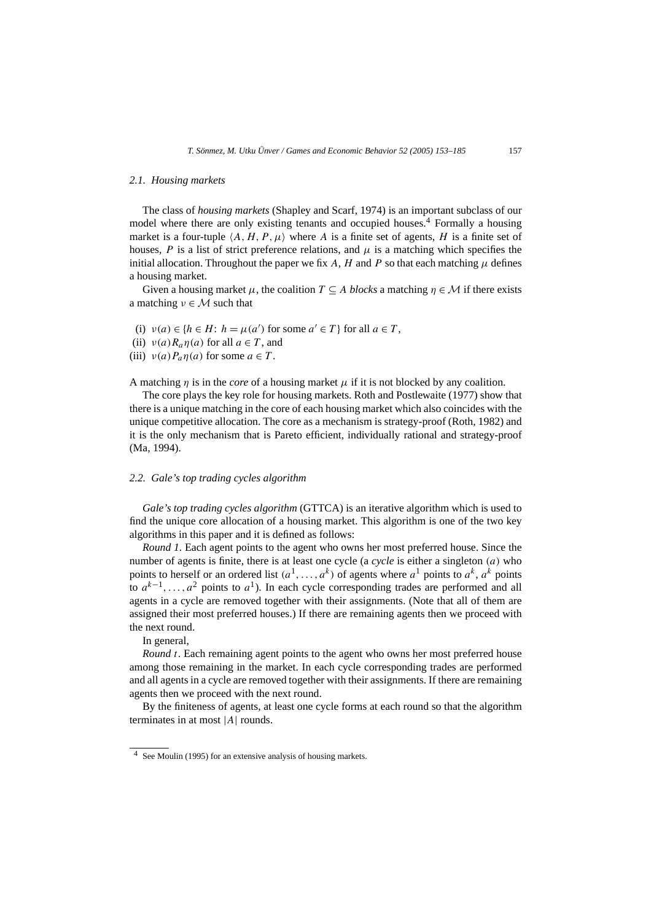### 2.1. Housing markets

The class of *housing markets* (Shapley and Scarf, 1974) is an important subclass of our model where there are only existing tenants and occupied houses.[4] Formally a housing market is a four-tuple $\langle A, H, P, \mu \rangle$ where $A$ is a finite set of agents, $H$ is a finite set of houses, $P$ is a list of strict preference relations, and $\mu$ is a matching which specifies the initial allocation. Throughout the paper we fix $A$, $H$ and $P$ so that each matching $\mu$ defines a housing market.

Given a housing market $\mu$, the coalition $T \subseteq A$ *blocks* a matching $\eta \in \mathcal{M}$ if there exists a matching $\nu \in \mathcal{M}$ such that

(i) $\nu(a) \in \{h \in H\colon\ h = \mu(a') \text{ for some } a' \in T\}$ for all $a \in T$,
(ii) $\nu(a) R_a \eta(a)$ for all $a \in T$, and
(iii) $\nu(a) P_a \eta(a)$ for some $a \in T$.

A matching $\eta$ is in the *core* of a housing market $\mu$ if it is not blocked by any coalition.

The core plays the key role for housing markets. Roth and Postlewaite (1977) show that there is a unique matching in the core of each housing market which also coincides with the unique competitive allocation. The core as a mechanism is strategy-proof (Roth, 1982) and it is the only mechanism that is Pareto efficient, individually rational and strategy-proof (Ma, 1994).

### 2.2. Gale's top trading cycles algorithm

*Gale's top trading cycles algorithm* (GTTCA) is an iterative algorithm which is used to find the unique core allocation of a housing market. This algorithm is one of the two key algorithms in this paper and it is defined as follows:

*Round 1*. Each agent points to the agent who owns her most preferred house. Since the number of agents is finite, there is at least one cycle (a *cycle* is either a singleton $(a)$ who points to herself or an ordered list $(a^1, \ldots, a^k)$ of agents where $a^1$ points to $a^k$, $a^k$ points to $a^{k-1}, \ldots, a^2$ points to $a^1$). In each cycle corresponding trades are performed and all agents in a cycle are removed together with their assignments. (Note that all of them are assigned their most preferred houses.) If there are remaining agents then we proceed with the next round.

In general,

*Round t*. Each remaining agent points to the agent who owns her most preferred house among those remaining in the market. In each cycle corresponding trades are performed and all agents in a cycle are removed together with their assignments. If there are remaining agents then we proceed with the next round.

By the finiteness of agents, at least one cycle forms at each round so that the algorithm terminates in at most $|A|$ rounds.

[4] See Moulin (1995) for an extensive analysis of housing markets.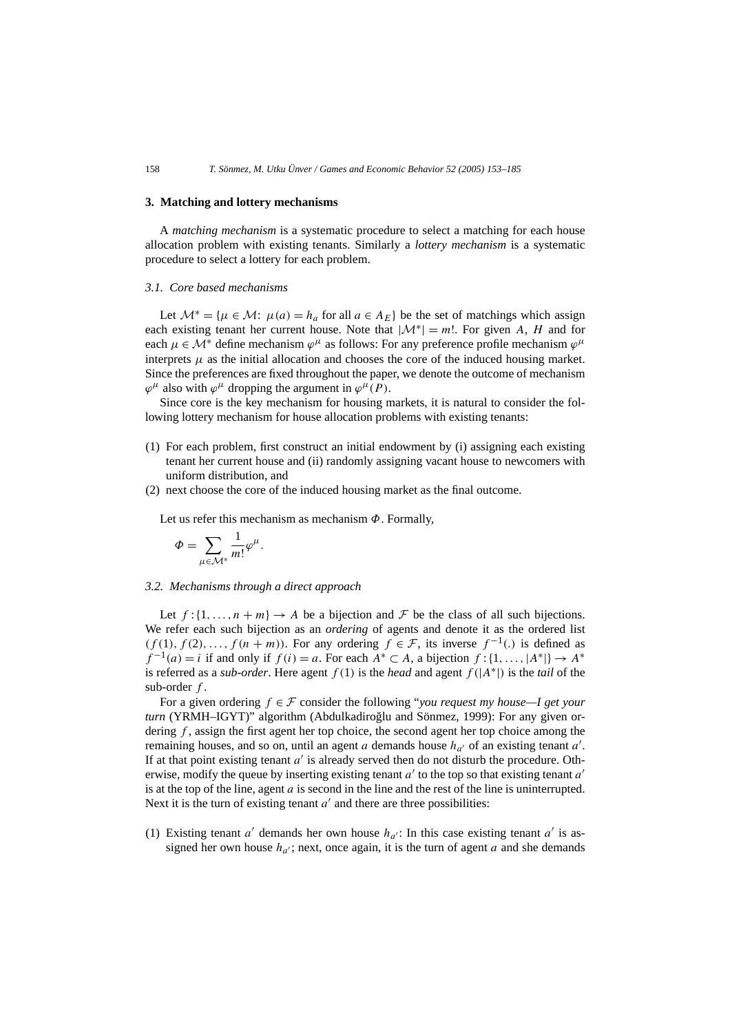## 3. Matching and lottery mechanisms

A *matching mechanism* is a systematic procedure to select a matching for each house allocation problem with existing tenants. Similarly a *lottery mechanism* is a systematic procedure to select a lottery for each problem.

### 3.1. Core based mechanisms

Let $\mathcal{M}^* = \{\mu \in \mathcal{M}\colon\ \mu(a) = h_a \text{ for all } a \in A_E\}$ be the set of matchings which assign each existing tenant her current house. Note that $|\mathcal{M}^*| = m!$. For given $A$, $H$ and for each $\mu \in \mathcal{M}^*$ define mechanism $\varphi^\mu$ as follows: For any preference profile mechanism $\varphi^\mu$ interprets $\mu$ as the initial allocation and chooses the core of the induced housing market. Since the preferences are fixed throughout the paper, we denote the outcome of mechanism $\varphi^\mu$ also with $\varphi^\mu$ dropping the argument in $\varphi^\mu(P)$.

Since core is the key mechanism for housing markets, it is natural to consider the following lottery mechanism for house allocation problems with existing tenants:

(1) For each problem, first construct an initial endowment by (i) assigning each existing tenant her current house and (ii) randomly assigning vacant house to newcomers with uniform distribution, and
(2) next choose the core of the induced housing market as the final outcome.

Let us refer this mechanism as mechanism $\Phi$. Formally,

$$\Phi = \sum_{\mu \in \mathcal{M}^*} \frac{1}{m!} \varphi^\mu.$$

### 3.2. Mechanisms through a direct approach

Let $f : \{1, \ldots, n+m\} \to A$ be a bijection and $\mathcal{F}$ be the class of all such bijections. We refer each such bijection as an *ordering* of agents and denote it as the ordered list $(f(1), f(2), \ldots, f(n+m))$. For any ordering $f \in \mathcal{F}$, its inverse $f^{-1}(.)$ is defined as $f^{-1}(a) = i$ if and only if $f(i) = a$. For each $A^* \subset A$, a bijection $f : \{1, \ldots, |A^*|\} \to A^*$ is referred as a *sub-order*. Here agent $f(1)$ is the *head* and agent $f(|A^*|)$ is the *tail* of the sub-order $f$.

For a given ordering $f \in \mathcal{F}$ consider the following "*you request my house—I get your turn* (YRMH–IGYT)" algorithm (Abdulkadiroğlu and Sönmez, 1999): For any given ordering $f$, assign the first agent her top choice, the second agent her top choice among the remaining houses, and so on, until an agent $a$ demands house $h_{a'}$ of an existing tenant $a'$. If at that point existing tenant $a'$ is already served then do not disturb the procedure. Otherwise, modify the queue by inserting existing tenant $a'$ to the top so that existing tenant $a'$ is at the top of the line, agent $a$ is second in the line and the rest of the line is uninterrupted. Next it is the turn of existing tenant $a'$ and there are three possibilities:

(1) Existing tenant $a'$ demands her own house $h_{a'}$: In this case existing tenant $a'$ is assigned her own house $h_{a'}$; next, once again, it is the turn of agent $a$ and she demands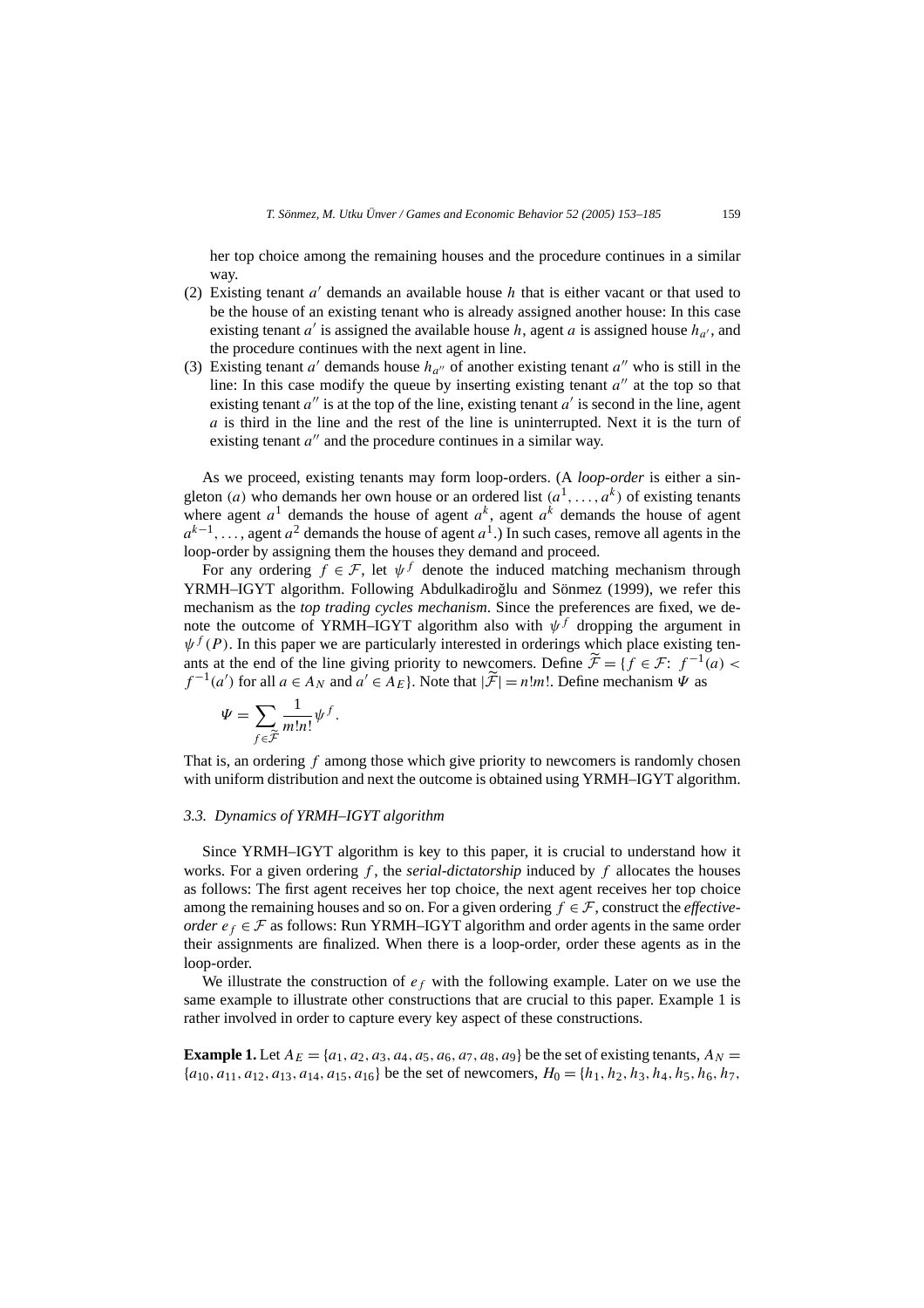her top choice among the remaining houses and the procedure continues in a similar way.

(2) Existing tenant $a'$ demands an available house $h$ that is either vacant or that used to be the house of an existing tenant who is already assigned another house: In this case existing tenant $a'$ is assigned the available house $h$, agent $a$ is assigned house $h_{a'}$, and the procedure continues with the next agent in line.

(3) Existing tenant $a'$ demands house $h_{a''}$ of another existing tenant $a''$ who is still in the line: In this case modify the queue by inserting existing tenant $a''$ at the top so that existing tenant $a''$ is at the top of the line, existing tenant $a'$ is second in the line, agent $a$ is third in the line and the rest of the line is uninterrupted. Next it is the turn of existing tenant $a''$ and the procedure continues in a similar way.

As we proceed, existing tenants may form loop-orders. (A *loop-order* is either a singleton $(a)$ who demands her own house or an ordered list $(a^1, \ldots, a^k)$ of existing tenants where agent $a^1$ demands the house of agent $a^k$, agent $a^k$ demands the house of agent $a^{k-1}, \ldots,$ agent $a^2$ demands the house of agent $a^1$.) In such cases, remove all agents in the loop-order by assigning them the houses they demand and proceed.

For any ordering $f \in \mathcal{F}$, let $\psi^f$ denote the induced matching mechanism through YRMH–IGYT algorithm. Following Abdulkadiroğlu and Sönmez (1999), we refer this mechanism as the *top trading cycles mechanism*. Since the preferences are fixed, we denote the outcome of YRMH–IGYT algorithm also with $\psi^f$ dropping the argument in $\psi^f(P)$. In this paper we are particularly interested in orderings which place existing tenants at the end of the line giving priority to newcomers. Define $\widetilde{\mathcal{F}} = \{f \in \mathcal{F}\colon f^{-1}(a) < f^{-1}(a')$ for all $a \in A_N$ and $a' \in A_E\}$. Note that $|\widetilde{\mathcal{F}}| = n!m!$. Define mechanism $\Psi$ as

$$\Psi = \sum_{f \in \widetilde{\mathcal{F}}} \frac{1}{m!n!} \psi^f.$$

That is, an ordering $f$ among those which give priority to newcomers is randomly chosen with uniform distribution and next the outcome is obtained using YRMH–IGYT algorithm.

### 3.3. Dynamics of YRMH–IGYT algorithm

Since YRMH–IGYT algorithm is key to this paper, it is crucial to understand how it works. For a given ordering $f$, the *serial-dictatorship* induced by $f$ allocates the houses as follows: The first agent receives her top choice, the next agent receives her top choice among the remaining houses and so on. For a given ordering $f \in \mathcal{F}$, construct the *effective-order* $e_f \in \mathcal{F}$ as follows: Run YRMH–IGYT algorithm and order agents in the same order their assignments are finalized. When there is a loop-order, order these agents as in the loop-order.

We illustrate the construction of $e_f$ with the following example. Later on we use the same example to illustrate other constructions that are crucial to this paper. Example 1 is rather involved in order to capture every key aspect of these constructions.

**Example 1.** Let $A_E = \{a_1, a_2, a_3, a_4, a_5, a_6, a_7, a_8, a_9\}$ be the set of existing tenants, $A_N = \{a_{10}, a_{11}, a_{12}, a_{13}, a_{14}, a_{15}, a_{16}\}$ be the set of newcomers, $H_O = \{h_1, h_2, h_3, h_4, h_5, h_6, h_7,$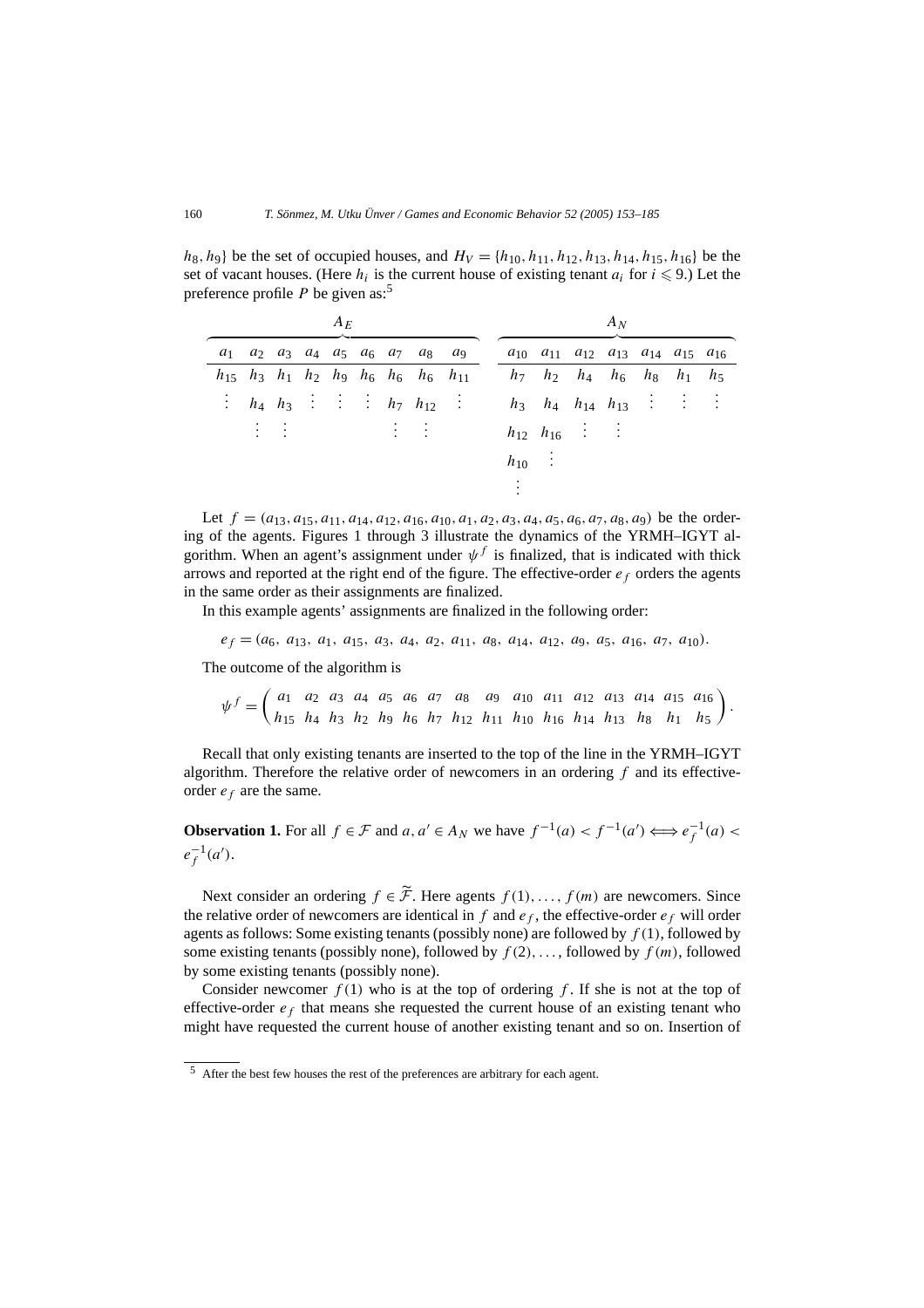$h_8, h_9\}$ be the set of occupied houses, and $H_V = \{h_{10}, h_{11}, h_{12}, h_{13}, h_{14}, h_{15}, h_{16}\}$ be the set of vacant houses. (Here $h_i$ is the current house of existing tenant $a_i$ for $i \leqslant 9$.) Let the preference profile $P$ be given as:[5]

| $A_E$ | | | | | | | | | $A_N$ | | | | | | |
|---|---|---|---|---|---|---|---|---|---|---|---|---|---|---|---|
| $a_1$ | $a_2$ | $a_3$ | $a_4$ | $a_5$ | $a_6$ | $a_7$ | $a_8$ | $a_9$ | $a_{10}$ | $a_{11}$ | $a_{12}$ | $a_{13}$ | $a_{14}$ | $a_{15}$ | $a_{16}$ |
| $h_{15}$ | $h_3$ | $h_1$ | $h_2$ | $h_9$ | $h_6$ | $h_6$ | $h_6$ | $h_{11}$ | $h_7$ | $h_2$ | $h_4$ | $h_6$ | $h_8$ | $h_1$ | $h_5$ |
| $\vdots$ | $h_4$ | $h_3$ | $\vdots$ | $\vdots$ | $\vdots$ | $h_7$ | $h_{12}$ | $\vdots$ | $h_3$ | $h_4$ | $h_{14}$ | $h_{13}$ | $\vdots$ | $\vdots$ | $\vdots$ |
| | $\vdots$ | $\vdots$ | | | | $\vdots$ | $\vdots$ | | $h_{12}$ | $h_{16}$ | $\vdots$ | $\vdots$ | | | |
| | | | | | | | | | $h_{10}$ | $\vdots$ | | | | | |
| | | | | | | | | | $\vdots$ | | | | | | |

Let $f = (a_{13}, a_{15}, a_{11}, a_{14}, a_{12}, a_{16}, a_{10}, a_1, a_2, a_3, a_4, a_5, a_6, a_7, a_8, a_9)$ be the ordering of the agents. Figures 1 through 3 illustrate the dynamics of the YRMH–IGYT algorithm. When an agent's assignment under $\psi^f$ is finalized, that is indicated with thick arrows and reported at the right end of the figure. The effective-order $e_f$ orders the agents in the same order as their assignments are finalized.

In this example agents' assignments are finalized in the following order:

$$e_f = (a_6,\ a_{13},\ a_1,\ a_{15},\ a_3,\ a_4,\ a_2,\ a_{11},\ a_8,\ a_{14},\ a_{12},\ a_9,\ a_5,\ a_{16},\ a_7,\ a_{10}).$$

The outcome of the algorithm is

$$\psi^f = \begin{pmatrix} a_1 & a_2 & a_3 & a_4 & a_5 & a_6 & a_7 & a_8 & a_9 & a_{10} & a_{11} & a_{12} & a_{13} & a_{14} & a_{15} & a_{16} \\ h_{15} & h_4 & h_3 & h_2 & h_9 & h_6 & h_7 & h_{12} & h_{11} & h_{10} & h_{16} & h_{14} & h_{13} & h_8 & h_1 & h_5 \end{pmatrix}.$$

Recall that only existing tenants are inserted to the top of the line in the YRMH–IGYT algorithm. Therefore the relative order of newcomers in an ordering $f$ and its effective-order $e_f$ are the same.

**Observation 1.** For all $f \in \mathcal{F}$ and $a, a' \in A_N$ we have $f^{-1}(a) < f^{-1}(a') \iff e_f^{-1}(a) < e_f^{-1}(a')$.

Next consider an ordering $f \in \widetilde{\mathcal{F}}$. Here agents $f(1), \ldots, f(m)$ are newcomers. Since the relative order of newcomers are identical in $f$ and $e_f$, the effective-order $e_f$ will order agents as follows: Some existing tenants (possibly none) are followed by $f(1)$, followed by some existing tenants (possibly none), followed by $f(2), \ldots$, followed by $f(m)$, followed by some existing tenants (possibly none).

Consider newcomer $f(1)$ who is at the top of ordering $f$. If she is not at the top of effective-order $e_f$ that means she requested the current house of an existing tenant who might have requested the current house of another existing tenant and so on. Insertion of

[5] After the best few houses the rest of the preferences are arbitrary for each agent.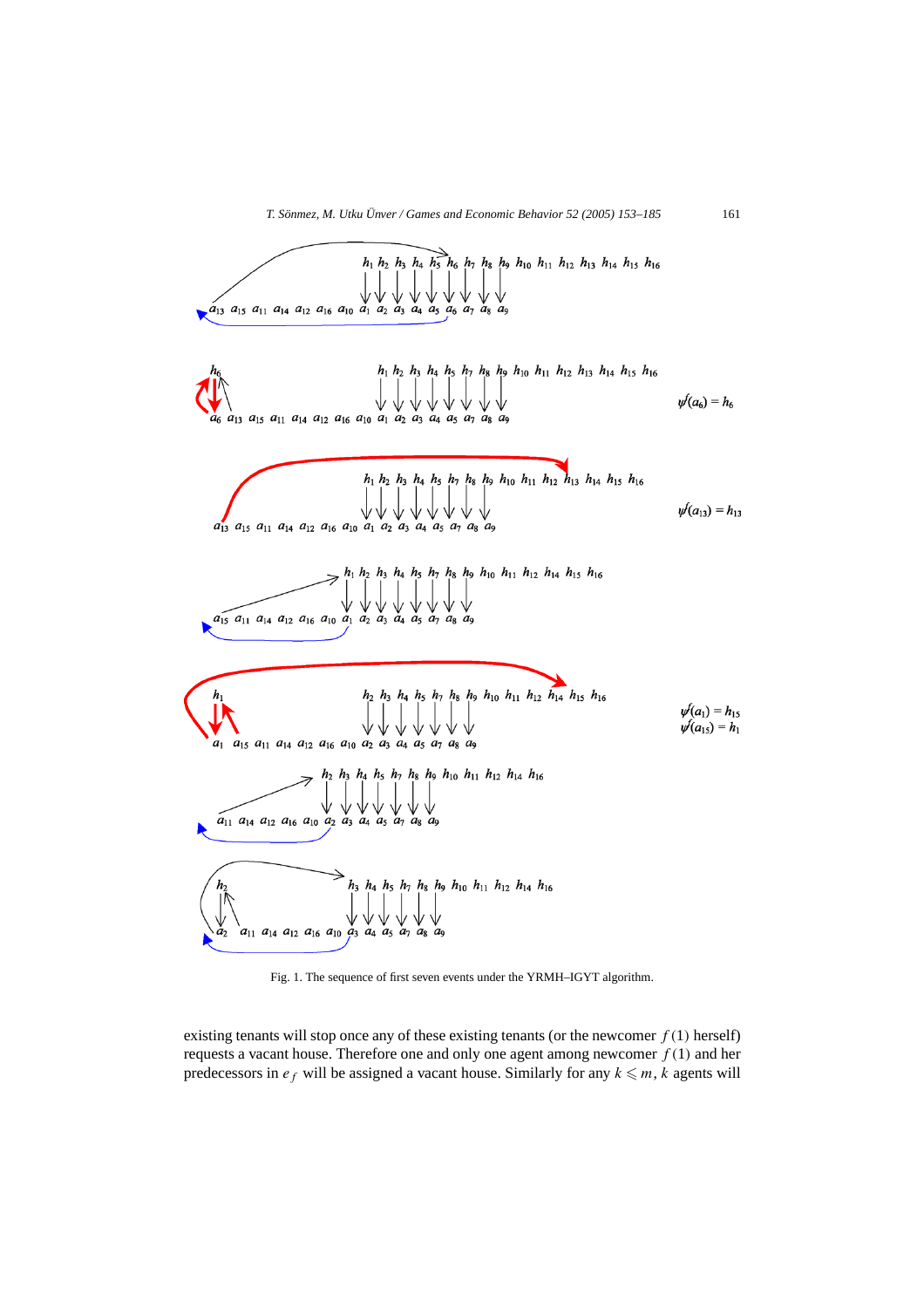Fig. 1. The sequence of first seven events under the YRMH–IGYT algorithm.

existing tenants will stop once any of these existing tenants (or the newcomer $f(1)$ herself) requests a vacant house. Therefore one and only one agent among newcomer $f(1)$ and her predecessors in $e_f$ will be assigned a vacant house. Similarly for any $k \leqslant m$, $k$ agents will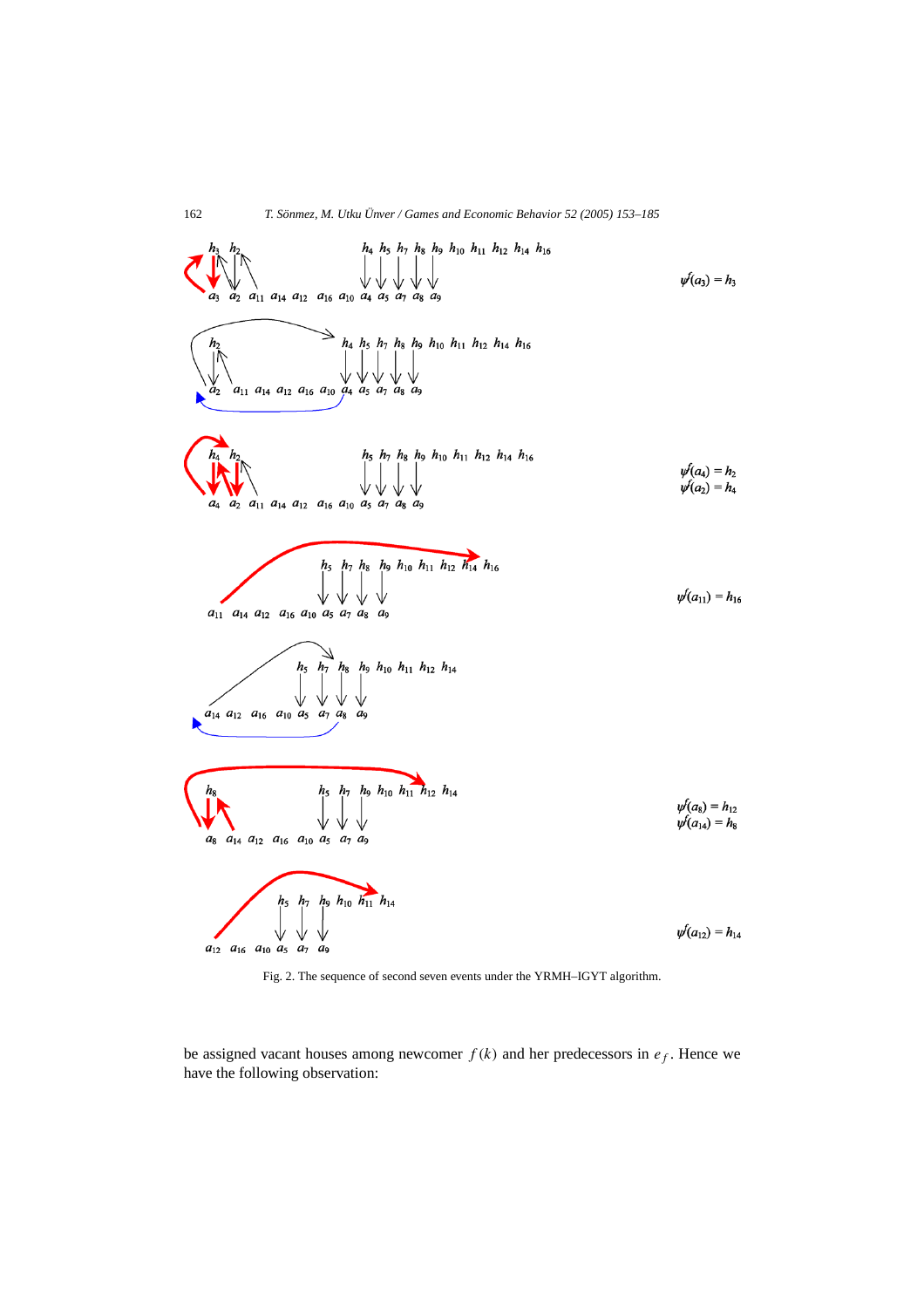$\psi^f(a_3) = h_3$

$\psi^f(a_4) = h_2$
$\psi^f(a_2) = h_4$

$\psi^f(a_{11}) = h_{16}$

$\psi^f(a_8) = h_{12}$
$\psi^f(a_{14}) = h_8$

$\psi^f(a_{12}) = h_{14}$

Fig. 2. The sequence of second seven events under the YRMH–IGYT algorithm.

be assigned vacant houses among newcomer $f(k)$ and her predecessors in $e_f$. Hence we have the following observation: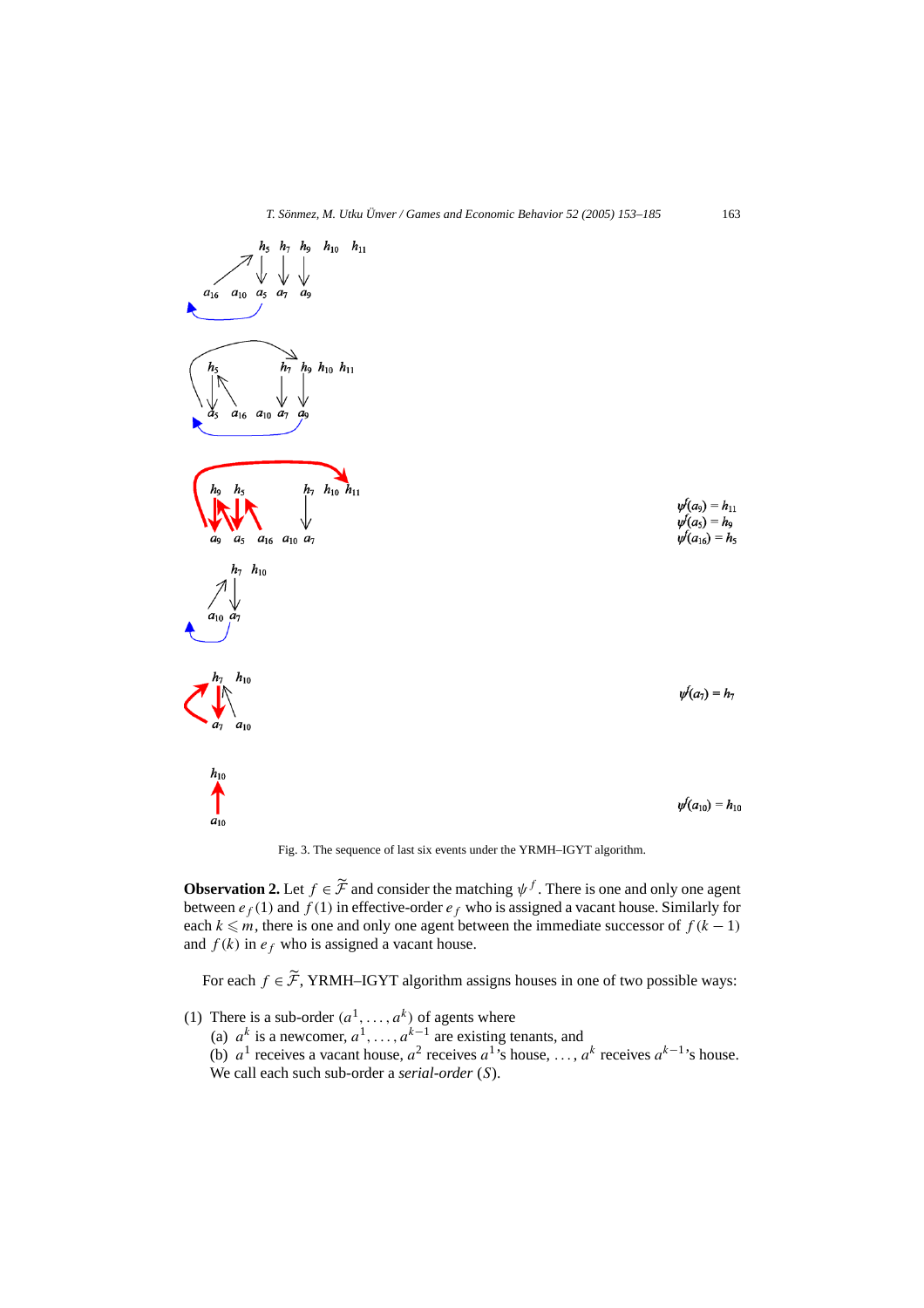$\psi^f(a_9) = h_{11}$
$\psi^f(a_5) = h_9$
$\psi^f(a_{16}) = h_5$

$\psi^f(a_7) = h_7$

$\psi^f(a_{10}) = h_{10}$

Fig. 3. The sequence of last six events under the YRMH–IGYT algorithm.

**Observation 2.** Let $f \in \widetilde{\mathcal{F}}$ and consider the matching $\psi^f$. There is one and only one agent between $e_f(1)$ and $f(1)$ in effective-order $e_f$ who is assigned a vacant house. Similarly for each $k \leqslant m$, there is one and only one agent between the immediate successor of $f(k-1)$ and $f(k)$ in $e_f$ who is assigned a vacant house.

For each $f \in \widetilde{\mathcal{F}}$, YRMH–IGYT algorithm assigns houses in one of two possible ways:

(1) There is a sub-order $(a^1, \ldots, a^k)$ of agents where
   (a) $a^k$ is a newcomer, $a^1, \ldots, a^{k-1}$ are existing tenants, and
   (b) $a^1$ receives a vacant house, $a^2$ receives $a^1$'s house, $\ldots$, $a^k$ receives $a^{k-1}$'s house.
   We call each such sub-order a *serial-order* ($S$).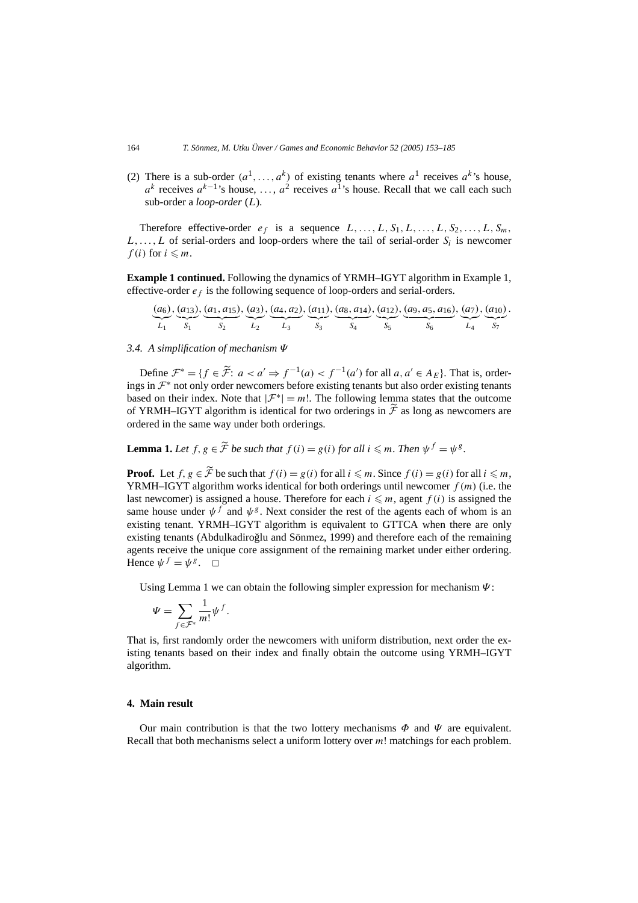(2) There is a sub-order $(a^1, \ldots, a^k)$ of existing tenants where $a^1$ receives $a^k$'s house, $a^k$ receives $a^{k-1}$'s house, $\ldots$, $a^2$ receives $a^1$'s house. Recall that we call each such sub-order a *loop-order* ($L$).

Therefore effective-order $e_f$ is a sequence $L, \ldots, L, S_1, L, \ldots, L, S_2, \ldots, L, S_m, L, \ldots, L$ of serial-orders and loop-orders where the tail of serial-order $S_i$ is newcomer $f(i)$ for $i \leqslant m$.

**Example 1 continued.** Following the dynamics of YRMH–IGYT algorithm in Example 1, effective-order $e_f$ is the following sequence of loop-orders and serial-orders.

$$\underbrace{(a_6)}_{L_1}, \underbrace{(a_{13})}_{S_1}, \underbrace{(a_1, a_{15})}_{S_2}, \underbrace{(a_3)}_{L_2}, \underbrace{(a_4, a_2)}_{L_3}, \underbrace{(a_{11})}_{S_3}, \underbrace{(a_8, a_{14})}_{S_4}, \underbrace{(a_{12})}_{S_5}, \underbrace{(a_9, a_5, a_{16})}_{S_6}, \underbrace{(a_7)}_{L_4}, \underbrace{(a_{10})}_{S_7}.$$

### 3.4. A simplification of mechanism $\Psi$

Define $\mathcal{F}^* = \{f \in \widetilde{\mathcal{F}}\colon a < a' \Rightarrow f^{-1}(a) < f^{-1}(a') \text{ for all } a, a' \in A_E\}$. That is, orderings in $\mathcal{F}^*$ not only order newcomers before existing tenants but also order existing tenants based on their index. Note that $|\mathcal{F}^*| = m!$. The following lemma states that the outcome of YRMH–IGYT algorithm is identical for two orderings in $\widetilde{\mathcal{F}}$ as long as newcomers are ordered in the same way under both orderings.

**Lemma 1.** *Let $f, g \in \widetilde{\mathcal{F}}$ be such that $f(i) = g(i)$ for all $i \leqslant m$. Then $\psi^f = \psi^g$.*

**Proof.** Let $f, g \in \widetilde{\mathcal{F}}$ be such that $f(i) = g(i)$ for all $i \leqslant m$. Since $f(i) = g(i)$ for all $i \leqslant m$, YRMH–IGYT algorithm works identical for both orderings until newcomer $f(m)$ (i.e. the last newcomer) is assigned a house. Therefore for each $i \leqslant m$, agent $f(i)$ is assigned the same house under $\psi^f$ and $\psi^g$. Next consider the rest of the agents each of whom is an existing tenant. YRMH–IGYT algorithm is equivalent to GTTCA when there are only existing tenants (Abdulkadiroğlu and Sönmez, 1999) and therefore each of the remaining agents receive the unique core assignment of the remaining market under either ordering. Hence $\psi^f = \psi^g$. $\square$

Using Lemma 1 we can obtain the following simpler expression for mechanism $\Psi$:

$$\Psi = \sum_{f \in \mathcal{F}^*} \frac{1}{m!} \psi^f.$$

That is, first randomly order the newcomers with uniform distribution, next order the existing tenants based on their index and finally obtain the outcome using YRMH–IGYT algorithm.

## 4. Main result

Our main contribution is that the two lottery mechanisms $\Phi$ and $\Psi$ are equivalent. Recall that both mechanisms select a uniform lottery over $m!$ matchings for each problem.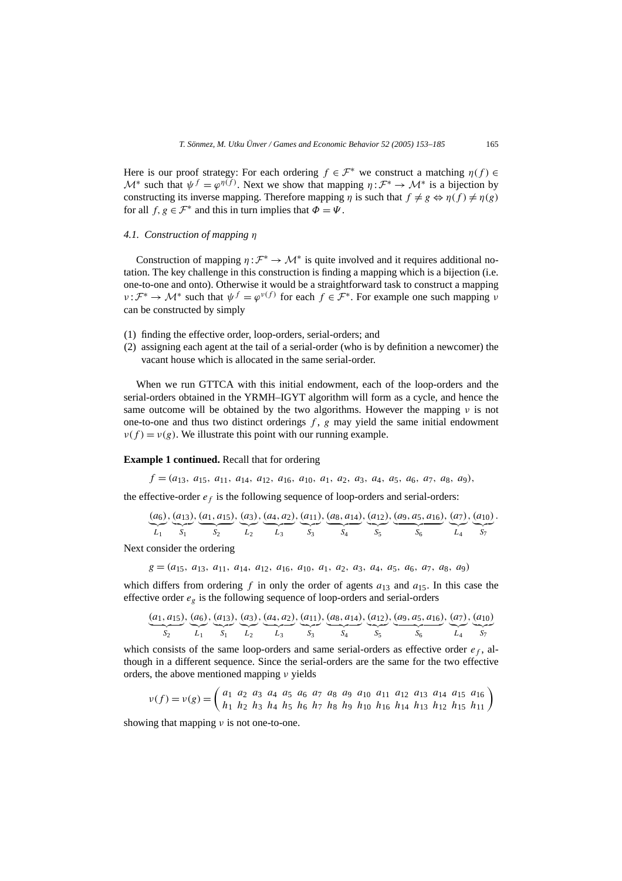Here is our proof strategy: For each ordering $f \in \mathcal{F}^*$ we construct a matching $\eta(f) \in \mathcal{M}^*$ such that $\psi^f = \varphi^{\eta(f)}$. Next we show that mapping $\eta : \mathcal{F}^* \to \mathcal{M}^*$ is a bijection by constructing its inverse mapping. Therefore mapping $\eta$ is such that $f \neq g \Leftrightarrow \eta(f) \neq \eta(g)$ for all $f, g \in \mathcal{F}^*$ and this in turn implies that $\Phi = \Psi$.

### *4.1. Construction of mapping $\eta$*

Construction of mapping $\eta : \mathcal{F}^* \to \mathcal{M}^*$ is quite involved and it requires additional notation. The key challenge in this construction is finding a mapping which is a bijection (i.e. one-to-one and onto). Otherwise it would be a straightforward task to construct a mapping $\nu : \mathcal{F}^* \to \mathcal{M}^*$ such that $\psi^f = \varphi^{\nu(f)}$ for each $f \in \mathcal{F}^*$. For example one such mapping $\nu$ can be constructed by simply

(1) finding the effective order, loop-orders, serial-orders; and
(2) assigning each agent at the tail of a serial-order (who is by definition a newcomer) the vacant house which is allocated in the same serial-order.

When we run GTTCA with this initial endowment, each of the loop-orders and the serial-orders obtained in the YRMH–IGYT algorithm will form as a cycle, and hence the same outcome will be obtained by the two algorithms. However the mapping $\nu$ is not one-to-one and thus two distinct orderings $f$, $g$ may yield the same initial endowment $\nu(f) = \nu(g)$. We illustrate this point with our running example.

**Example 1 continued.** Recall that for ordering

$$f = (a_{13},\ a_{15},\ a_{11},\ a_{14},\ a_{12},\ a_{16},\ a_{10},\ a_1,\ a_2,\ a_3,\ a_4,\ a_5,\ a_6,\ a_7,\ a_8,\ a_9),$$

the effective-order $e_f$ is the following sequence of loop-orders and serial-orders:

$$\underbrace{(a_6)}_{L_1}, \underbrace{(a_{13})}_{S_1}, \underbrace{(a_1, a_{15})}_{S_2}, \underbrace{(a_3)}_{L_2}, \underbrace{(a_4, a_2)}_{L_3}, \underbrace{(a_{11})}_{S_3}, \underbrace{(a_8, a_{14})}_{S_4}, \underbrace{(a_{12})}_{S_5}, \underbrace{(a_9, a_5, a_{16})}_{S_6}, \underbrace{(a_7)}_{L_4}, \underbrace{(a_{10})}_{S_7}.$$

Next consider the ordering

$$g = (a_{15},\ a_{13},\ a_{11},\ a_{14},\ a_{12},\ a_{16},\ a_{10},\ a_1,\ a_2,\ a_3,\ a_4,\ a_5,\ a_6,\ a_7,\ a_8,\ a_9)$$

which differs from ordering $f$ in only the order of agents $a_{13}$ and $a_{15}$. In this case the effective order $e_g$ is the following sequence of loop-orders and serial-orders

$$\underbrace{(a_1, a_{15})}_{S_2}, \underbrace{(a_6)}_{L_1}, \underbrace{(a_{13})}_{S_1}, \underbrace{(a_3)}_{L_2}, \underbrace{(a_4, a_2)}_{L_3}, \underbrace{(a_{11})}_{S_3}, \underbrace{(a_8, a_{14})}_{S_4}, \underbrace{(a_{12})}_{S_5}, \underbrace{(a_9, a_5, a_{16})}_{S_6}, \underbrace{(a_7)}_{L_4}, \underbrace{(a_{10})}_{S_7}$$

which consists of the same loop-orders and same serial-orders as effective order $e_f$, although in a different sequence. Since the serial-orders are the same for the two effective orders, the above mentioned mapping $\nu$ yields

$$\nu(f) = \nu(g) = \begin{pmatrix} a_1 & a_2 & a_3 & a_4 & a_5 & a_6 & a_7 & a_8 & a_9 & a_{10} & a_{11} & a_{12} & a_{13} & a_{14} & a_{15} & a_{16} \\ h_1 & h_2 & h_3 & h_4 & h_5 & h_6 & h_7 & h_8 & h_9 & h_{10} & h_{16} & h_{14} & h_{13} & h_{12} & h_{15} & h_{11} \end{pmatrix}$$

showing that mapping $\nu$ is not one-to-one.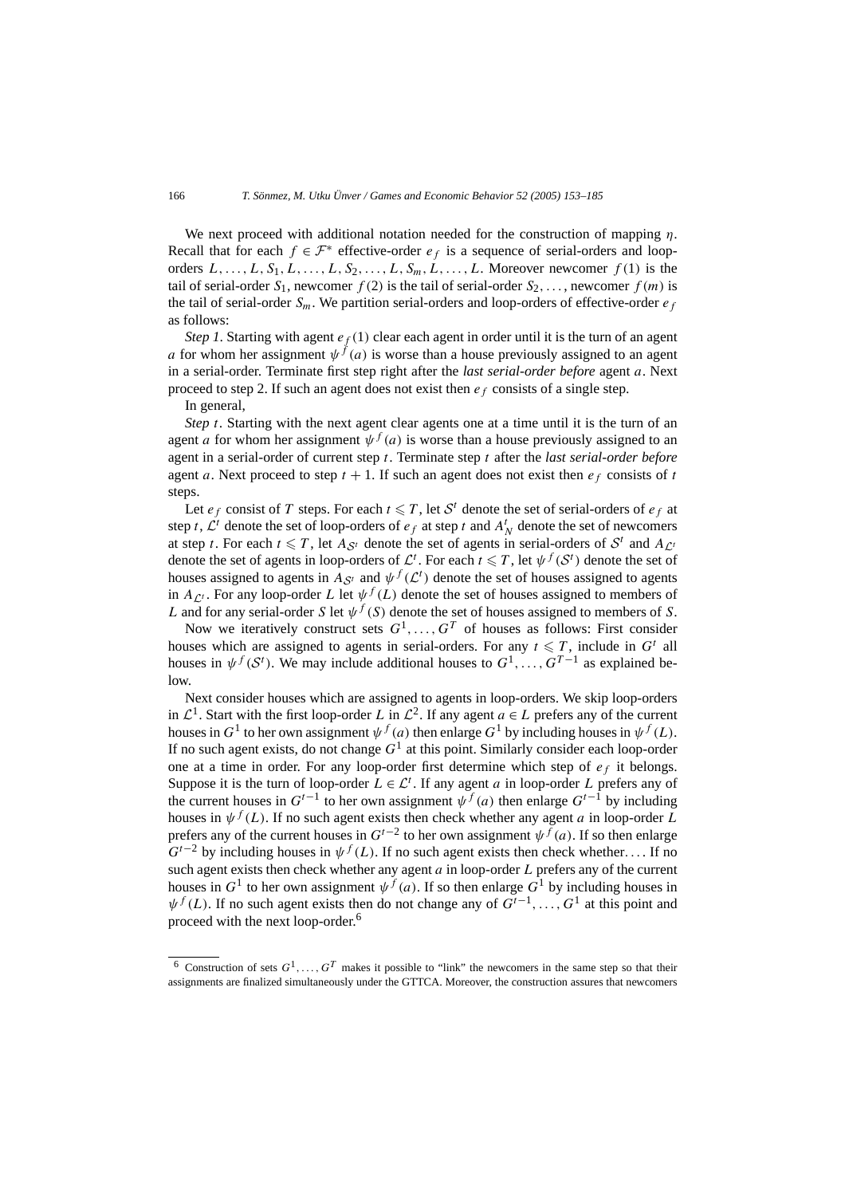We next proceed with additional notation needed for the construction of mapping $\eta$. Recall that for each $f \in \mathcal{F}^*$ effective-order $e_f$ is a sequence of serial-orders and loop-orders $L, \ldots, L, S_1, L, \ldots, L, S_2, \ldots, L, S_m, L, \ldots, L$. Moreover newcomer $f(1)$ is the tail of serial-order $S_1$, newcomer $f(2)$ is the tail of serial-order $S_2, \ldots$, newcomer $f(m)$ is the tail of serial-order $S_m$. We partition serial-orders and loop-orders of effective-order $e_f$ as follows:

*Step 1.* Starting with agent $e_f(1)$ clear each agent in order until it is the turn of an agent $a$ for whom her assignment $\psi^f(a)$ is worse than a house previously assigned to an agent in a serial-order. Terminate first step right after the *last serial-order before* agent $a$. Next proceed to step 2. If such an agent does not exist then $e_f$ consists of a single step.

In general,

*Step t.* Starting with the next agent clear agents one at a time until it is the turn of an agent $a$ for whom her assignment $\psi^f(a)$ is worse than a house previously assigned to an agent in a serial-order of current step $t$. Terminate step $t$ after the *last serial-order before* agent $a$. Next proceed to step $t+1$. If such an agent does not exist then $e_f$ consists of $t$ steps.

Let $e_f$ consist of $T$ steps. For each $t \leqslant T$, let $\mathcal{S}^t$ denote the set of serial-orders of $e_f$ at step $t$, $\mathcal{L}^t$ denote the set of loop-orders of $e_f$ at step $t$ and $A_N^t$ denote the set of newcomers at step $t$. For each $t \leqslant T$, let $A_{\mathcal{S}^t}$ denote the set of agents in serial-orders of $\mathcal{S}^t$ and $A_{\mathcal{L}^t}$ denote the set of agents in loop-orders of $\mathcal{L}^t$. For each $t \leqslant T$, let $\psi^f(\mathcal{S}^t)$ denote the set of houses assigned to agents in $A_{\mathcal{S}^t}$ and $\psi^f(\mathcal{L}^t)$ denote the set of houses assigned to agents in $A_{\mathcal{L}^t}$. For any loop-order $L$ let $\psi^f(L)$ denote the set of houses assigned to members of $L$ and for any serial-order $S$ let $\psi^f(S)$ denote the set of houses assigned to members of $S$.

Now we iteratively construct sets $G^1, \ldots, G^T$ of houses as follows: First consider houses which are assigned to agents in serial-orders. For any $t \leqslant T$, include in $G^t$ all houses in $\psi^f(\mathcal{S}^t)$. We may include additional houses to $G^1, \ldots, G^{T-1}$ as explained below.

Next consider houses which are assigned to agents in loop-orders. We skip loop-orders in $\mathcal{L}^1$. Start with the first loop-order $L$ in $\mathcal{L}^2$. If any agent $a \in L$ prefers any of the current houses in $G^1$ to her own assignment $\psi^f(a)$ then enlarge $G^1$ by including houses in $\psi^f(L)$. If no such agent exists, do not change $G^1$ at this point. Similarly consider each loop-order one at a time in order. For any loop-order first determine which step of $e_f$ it belongs. Suppose it is the turn of loop-order $L \in \mathcal{L}^t$. If any agent $a$ in loop-order $L$ prefers any of the current houses in $G^{t-1}$ to her own assignment $\psi^f(a)$ then enlarge $G^{t-1}$ by including houses in $\psi^f(L)$. If no such agent exists then check whether any agent $a$ in loop-order $L$ prefers any of the current houses in $G^{t-2}$ to her own assignment $\psi^f(a)$. If so then enlarge $G^{t-2}$ by including houses in $\psi^f(L)$. If no such agent exists then check whether.... If no such agent exists then check whether any agent $a$ in loop-order $L$ prefers any of the current houses in $G^1$ to her own assignment $\psi^f(a)$. If so then enlarge $G^1$ by including houses in $\psi^f(L)$. If no such agent exists then do not change any of $G^{t-1}, \ldots, G^1$ at this point and proceed with the next loop-order.[6]

[6] Construction of sets $G^1, \ldots, G^T$ makes it possible to "link" the newcomers in the same step so that their assignments are finalized simultaneously under the GTTCA. Moreover, the construction assures that newcomers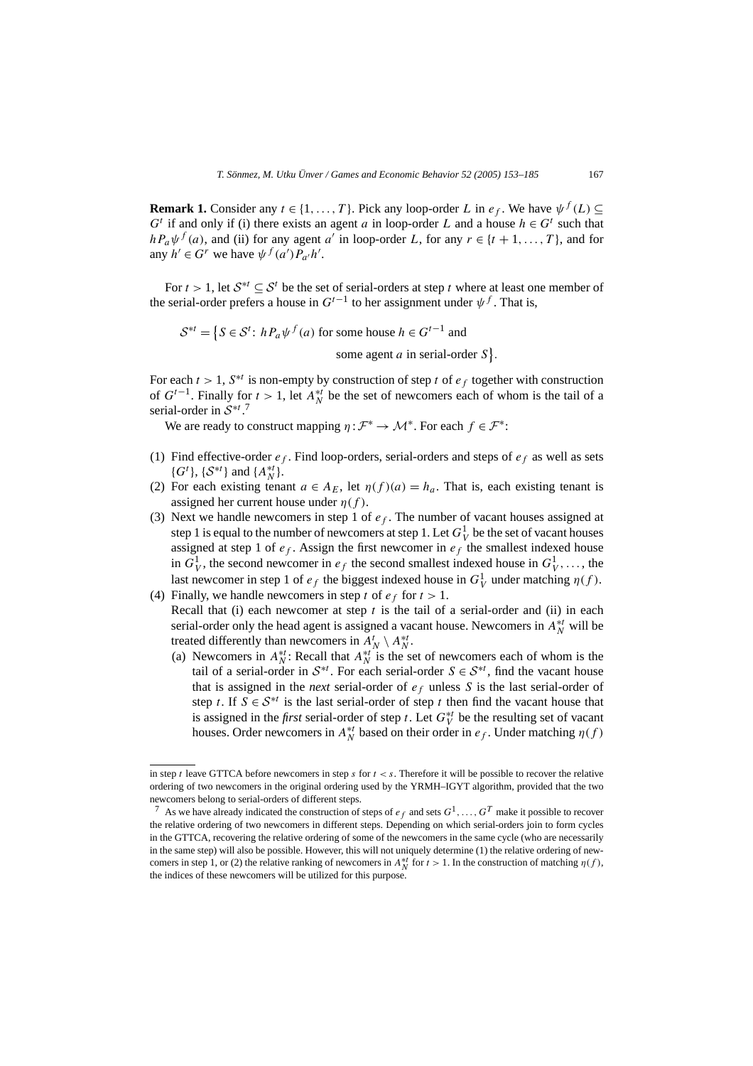**Remark 1.** Consider any $t \in \{1, \ldots, T\}$. Pick any loop-order $L$ in $e_f$. We have $\psi^f(L) \subseteq G^t$ if and only if (i) there exists an agent $a$ in loop-order $L$ and a house $h \in G^t$ such that $h P_a \psi^f(a)$, and (ii) for any agent $a'$ in loop-order $L$, for any $r \in \{t+1, \ldots, T\}$, and for any $h' \in G^r$ we have $\psi^f(a') P_{a'} h'$.

For $t > 1$, let $\mathcal{S}^{*t} \subseteq \mathcal{S}^t$ be the set of serial-orders at step $t$ where at least one member of the serial-order prefers a house in $G^{t-1}$ to her assignment under $\psi^f$. That is,

$$\mathcal{S}^{*t} = \big\{ S \in \mathcal{S}^t \colon h P_a \psi^f(a) \text{ for some house } h \in G^{t-1} \text{ and some agent } a \text{ in serial-order } S \big\}.$$

For each $t > 1$, $S^{*t}$ is non-empty by construction of step $t$ of $e_f$ together with construction of $G^{t-1}$. Finally for $t > 1$, let $A_N^{*t}$ be the set of newcomers each of whom is the tail of a serial-order in $\mathcal{S}^{*t}$.[7]

We are ready to construct mapping $\eta : \mathcal{F}^* \to \mathcal{M}^*$. For each $f \in \mathcal{F}^*$:

(1) Find effective-order $e_f$. Find loop-orders, serial-orders and steps of $e_f$ as well as sets $\{G^t\}$, $\{\mathcal{S}^{*t}\}$ and $\{A_N^{*t}\}$.
(2) For each existing tenant $a \in A_E$, let $\eta(f)(a) = h_a$. That is, each existing tenant is assigned her current house under $\eta(f)$.
(3) Next we handle newcomers in step 1 of $e_f$. The number of vacant houses assigned at step 1 is equal to the number of newcomers at step 1. Let $G_V^1$ be the set of vacant houses assigned at step 1 of $e_f$. Assign the first newcomer in $e_f$ the smallest indexed house in $G_V^1$, the second newcomer in $e_f$ the second smallest indexed house in $G_V^1, \ldots,$ the last newcomer in step 1 of $e_f$ the biggest indexed house in $G_V^1$ under matching $\eta(f)$.
(4) Finally, we handle newcomers in step $t$ of $e_f$ for $t > 1$.
Recall that (i) each newcomer at step $t$ is the tail of a serial-order and (ii) in each serial-order only the head agent is assigned a vacant house. Newcomers in $A_N^{*t}$ will be treated differently than newcomers in $A_N^t \setminus A_N^{*t}$.
   (a) Newcomers in $A_N^{*t}$: Recall that $A_N^{*t}$ is the set of newcomers each of whom is the tail of a serial-order in $\mathcal{S}^{*t}$. For each serial-order $S \in \mathcal{S}^{*t}$, find the vacant house that is assigned in the *next* serial-order of $e_f$ unless $S$ is the last serial-order of step $t$. If $S \in \mathcal{S}^{*t}$ is the last serial-order of step $t$ then find the vacant house that is assigned in the *first* serial-order of step $t$. Let $G_V^{*t}$ be the resulting set of vacant houses. Order newcomers in $A_N^{*t}$ based on their order in $e_f$. Under matching $\eta(f)$

---

in step $t$ leave GTTCA before newcomers in step $s$ for $t < s$. Therefore it will be possible to recover the relative ordering of two newcomers in the original ordering used by the YRMH–IGYT algorithm, provided that the two newcomers belong to serial-orders of different steps.

[7] As we have already indicated the construction of steps of $e_f$ and sets $G^1, \ldots, G^T$ make it possible to recover the relative ordering of two newcomers in different steps. Depending on which serial-orders join to form cycles in the GTTCA, recovering the relative ordering of some of the newcomers in the same cycle (who are necessarily in the same step) will also be possible. However, this will not uniquely determine (1) the relative ordering of newcomers in step 1, or (2) the relative ranking of newcomers in $A_N^{*t}$ for $t > 1$. In the construction of matching $\eta(f)$, the indices of these newcomers will be utilized for this purpose.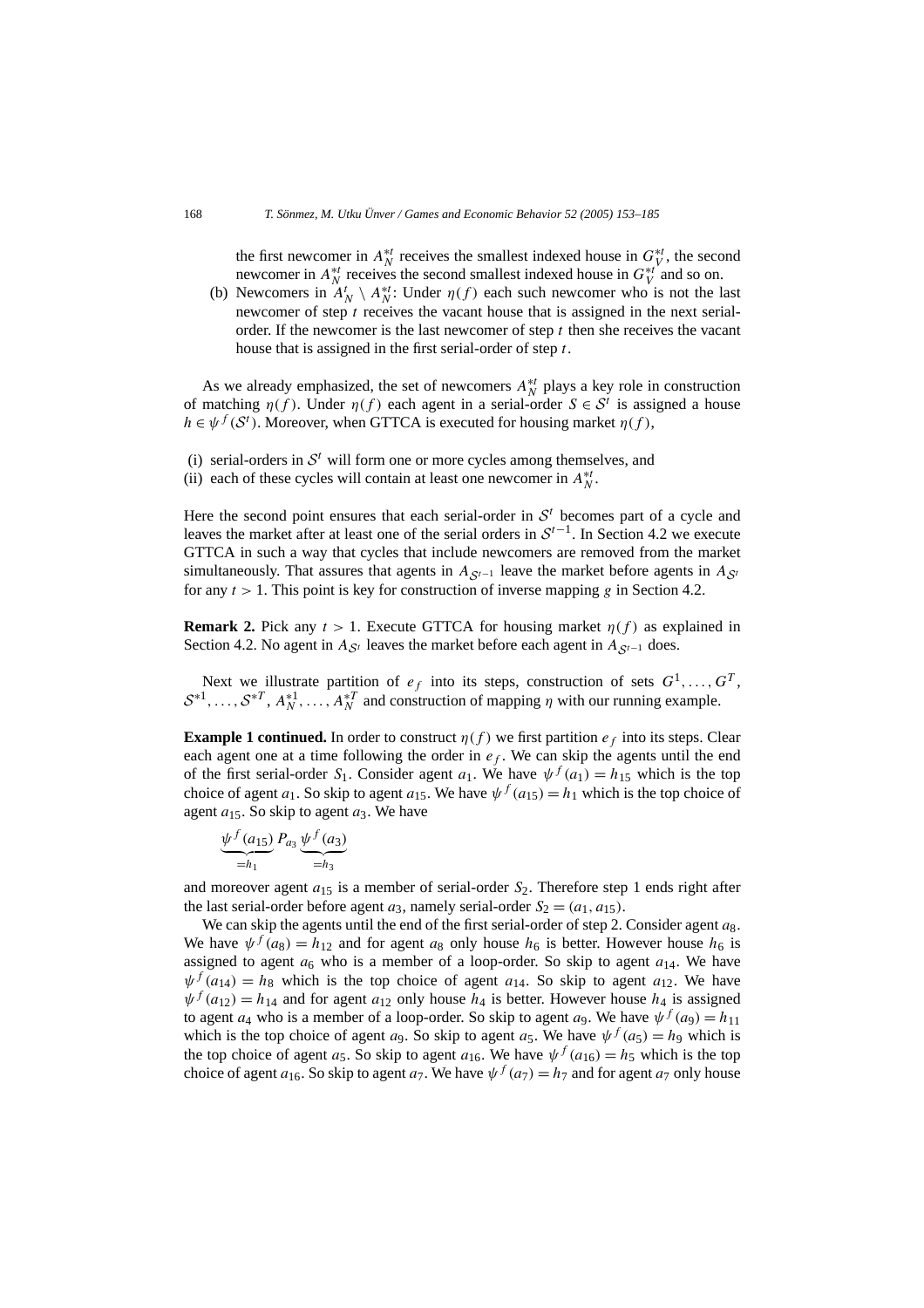the first newcomer in $A_N^{*t}$ receives the smallest indexed house in $G_V^{*t}$, the second newcomer in $A_N^{*t}$ receives the second smallest indexed house in $G_V^{*t}$ and so on.

(b) Newcomers in $A_N^t \setminus A_N^{*t}$: Under $\eta(f)$ each such newcomer who is not the last newcomer of step $t$ receives the vacant house that is assigned in the next serial-order. If the newcomer is the last newcomer of step $t$ then she receives the vacant house that is assigned in the first serial-order of step $t$.

As we already emphasized, the set of newcomers $A_N^{*t}$ plays a key role in construction of matching $\eta(f)$. Under $\eta(f)$ each agent in a serial-order $S \in \mathcal{S}^t$ is assigned a house $h \in \psi^f(\mathcal{S}^t)$. Moreover, when GTTCA is executed for housing market $\eta(f)$,

(i) serial-orders in $\mathcal{S}^t$ will form one or more cycles among themselves, and
(ii) each of these cycles will contain at least one newcomer in $A_N^{*t}$.

Here the second point ensures that each serial-order in $\mathcal{S}^t$ becomes part of a cycle and leaves the market after at least one of the serial orders in $\mathcal{S}^{t-1}$. In Section 4.2 we execute GTTCA in such a way that cycles that include newcomers are removed from the market simultaneously. That assures that agents in $A_{\mathcal{S}^{t-1}}$ leave the market before agents in $A_{\mathcal{S}^t}$ for any $t > 1$. This point is key for construction of inverse mapping $g$ in Section 4.2.

**Remark 2.** Pick any $t > 1$. Execute GTTCA for housing market $\eta(f)$ as explained in Section 4.2. No agent in $A_{\mathcal{S}^t}$ leaves the market before each agent in $A_{\mathcal{S}^{t-1}}$ does.

Next we illustrate partition of $e_f$ into its steps, construction of sets $G^1, \ldots, G^T$, $\mathcal{S}^{*1}, \ldots, \mathcal{S}^{*T}$, $A_N^{*1}, \ldots, A_N^{*T}$ and construction of mapping $\eta$ with our running example.

**Example 1 continued.** In order to construct $\eta(f)$ we first partition $e_f$ into its steps. Clear each agent one at a time following the order in $e_f$. We can skip the agents until the end of the first serial-order $S_1$. Consider agent $a_1$. We have $\psi^f(a_1) = h_{15}$ which is the top choice of agent $a_1$. So skip to agent $a_{15}$. We have $\psi^f(a_{15}) = h_1$ which is the top choice of agent $a_{15}$. So skip to agent $a_3$. We have

$$\underbrace{\psi^f(a_{15})}_{=h_1} \, P_{a_3} \, \underbrace{\psi^f(a_3)}_{=h_3}$$

and moreover agent $a_{15}$ is a member of serial-order $S_2$. Therefore step 1 ends right after the last serial-order before agent $a_3$, namely serial-order $S_2 = (a_1, a_{15})$.

We can skip the agents until the end of the first serial-order of step 2. Consider agent $a_8$. We have $\psi^f(a_8) = h_{12}$ and for agent $a_8$ only house $h_6$ is better. However house $h_6$ is assigned to agent $a_6$ who is a member of a loop-order. So skip to agent $a_{14}$. We have $\psi^f(a_{14}) = h_8$ which is the top choice of agent $a_{14}$. So skip to agent $a_{12}$. We have $\psi^f(a_{12}) = h_{14}$ and for agent $a_{12}$ only house $h_4$ is better. However house $h_4$ is assigned to agent $a_4$ who is a member of a loop-order. So skip to agent $a_9$. We have $\psi^f(a_9) = h_{11}$ which is the top choice of agent $a_9$. So skip to agent $a_5$. We have $\psi^f(a_5) = h_9$ which is the top choice of agent $a_5$. So skip to agent $a_{16}$. We have $\psi^f(a_{16}) = h_5$ which is the top choice of agent $a_{16}$. So skip to agent $a_7$. We have $\psi^f(a_7) = h_7$ and for agent $a_7$ only house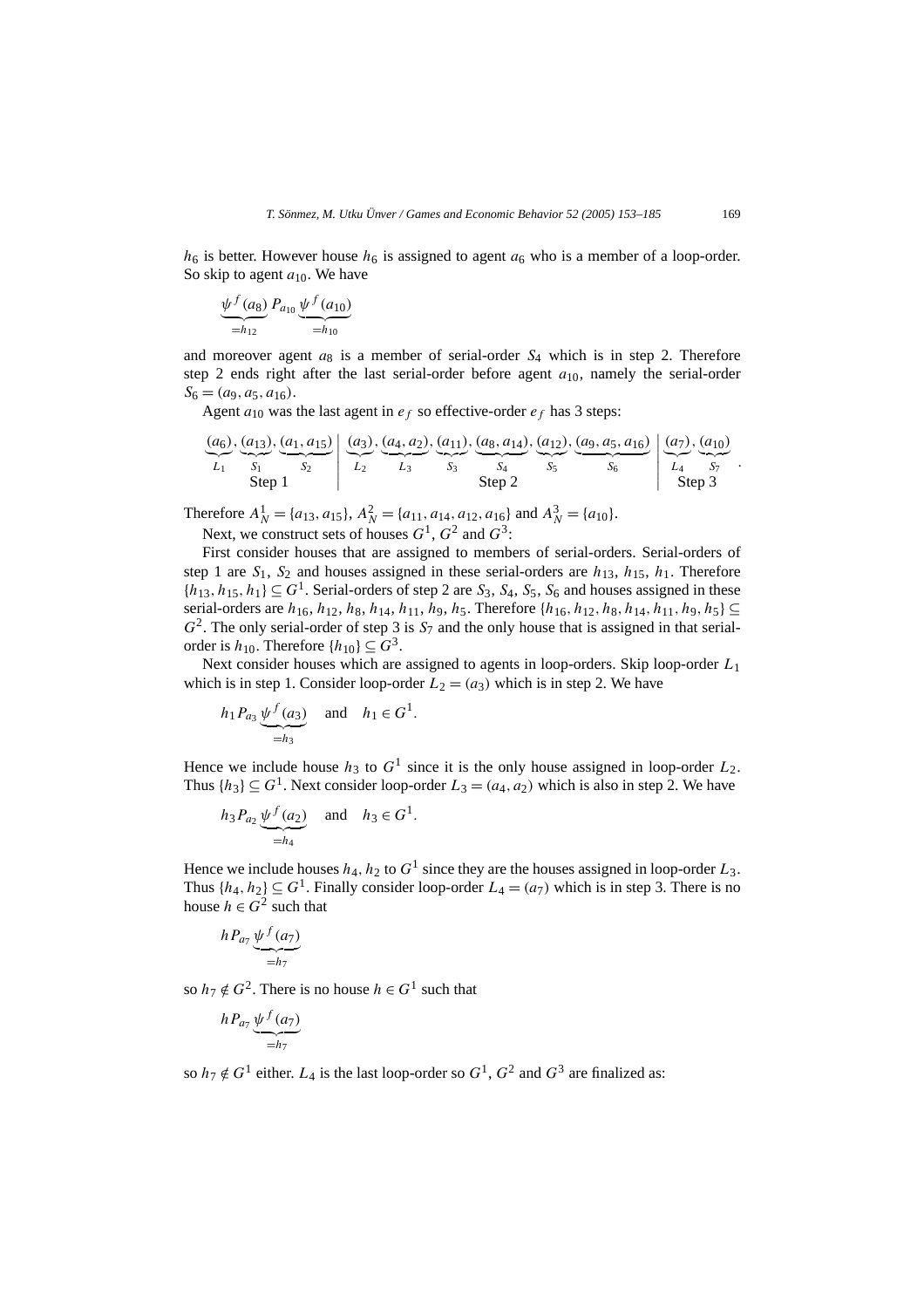$h_6$ is better. However house $h_6$ is assigned to agent $a_6$ who is a member of a loop-order. So skip to agent $a_{10}$. We have

$$\underbrace{\psi^f(a_8)}_{=h_{12}} P_{a_{10}} \underbrace{\psi^f(a_{10})}_{=h_{10}}$$

and moreover agent $a_8$ is a member of serial-order $S_4$ which is in step 2. Therefore step 2 ends right after the last serial-order before agent $a_{10}$, namely the serial-order $S_6 = (a_9, a_5, a_{16})$.

Agent $a_{10}$ was the last agent in $e_f$ so effective-order $e_f$ has 3 steps:

$$\underbrace{\underbrace{(a_6)}_{L_1}, \underbrace{(a_{13})}_{S_1}, \underbrace{(a_1, a_{15})}_{S_2}}_{\text{Step 1}} \Big| \underbrace{\underbrace{(a_3)}_{L_2}, \underbrace{(a_4, a_2)}_{L_3}, \underbrace{(a_{11})}_{S_3}, \underbrace{(a_8, a_{14})}_{S_4}, \underbrace{(a_{12})}_{S_5}, \underbrace{(a_9, a_5, a_{16})}_{S_6}}_{\text{Step 2}} \Big| \underbrace{\underbrace{(a_7)}_{L_4}, \underbrace{(a_{10})}_{S_7}}_{\text{Step 3}}.$$

Therefore $A_N^1 = \{a_{13}, a_{15}\}$, $A_N^2 = \{a_{11}, a_{14}, a_{12}, a_{16}\}$ and $A_N^3 = \{a_{10}\}$.

Next, we construct sets of houses $G^1$, $G^2$ and $G^3$:

First consider houses that are assigned to members of serial-orders. Serial-orders of step 1 are $S_1$, $S_2$ and houses assigned in these serial-orders are $h_{13}$, $h_{15}$, $h_1$. Therefore $\{h_{13}, h_{15}, h_1\} \subseteq G^1$. Serial-orders of step 2 are $S_3$, $S_4$, $S_5$, $S_6$ and houses assigned in these serial-orders are $h_{16}$, $h_{12}$, $h_8$, $h_{14}$, $h_{11}$, $h_9$, $h_5$. Therefore $\{h_{16}, h_{12}, h_8, h_{14}, h_{11}, h_9, h_5\} \subseteq G^2$. The only serial-order of step 3 is $S_7$ and the only house that is assigned in that serial-order is $h_{10}$. Therefore $\{h_{10}\} \subseteq G^3$.

Next consider houses which are assigned to agents in loop-orders. Skip loop-order $L_1$ which is in step 1. Consider loop-order $L_2 = (a_3)$ which is in step 2. We have

$$h_1 P_{a_3} \underbrace{\psi^f(a_3)}_{=h_3} \quad \text{and} \quad h_1 \in G^1.$$

Hence we include house $h_3$ to $G^1$ since it is the only house assigned in loop-order $L_2$. Thus $\{h_3\} \subseteq G^1$. Next consider loop-order $L_3 = (a_4, a_2)$ which is also in step 2. We have

$$h_3 P_{a_2} \underbrace{\psi^f(a_2)}_{=h_4} \quad \text{and} \quad h_3 \in G^1.$$

Hence we include houses $h_4$, $h_2$ to $G^1$ since they are the houses assigned in loop-order $L_3$. Thus $\{h_4, h_2\} \subseteq G^1$. Finally consider loop-order $L_4 = (a_7)$ which is in step 3. There is no house $h \in G^2$ such that

$$h P_{a_7} \underbrace{\psi^f(a_7)}_{=h_7}$$

so $h_7 \notin G^2$. There is no house $h \in G^1$ such that

$$h P_{a_7} \underbrace{\psi^f(a_7)}_{=h_7}$$

so $h_7 \notin G^1$ either. $L_4$ is the last loop-order so $G^1$, $G^2$ and $G^3$ are finalized as: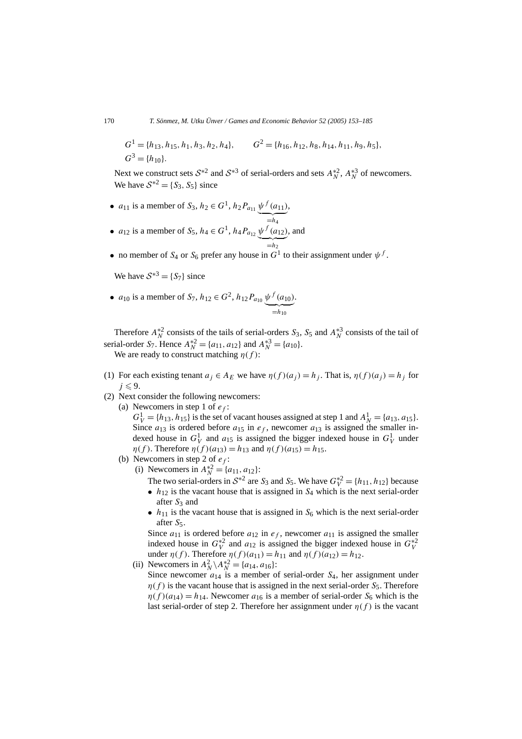$G^1 = \{h_{13}, h_{15}, h_1, h_3, h_2, h_4\}$, $\quad G^2 = \{h_{16}, h_{12}, h_8, h_{14}, h_{11}, h_9, h_5\}$,
$G^3 = \{h_{10}\}$.

Next we construct sets $\mathcal{S}^{*2}$ and $\mathcal{S}^{*3}$ of serial-orders and sets $A_N^{*2}$, $A_N^{*3}$ of newcomers. We have $\mathcal{S}^{*2} = \{S_3, S_5\}$ since

- $a_{11}$ is a member of $S_3$, $h_2 \in G^1$, $h_2 P_{a_{11}} \underbrace{\psi^f(a_{11})}_{=h_4}$,
- $a_{12}$ is a member of $S_5$, $h_4 \in G^1$, $h_4 P_{a_{12}} \underbrace{\psi^f(a_{12})}_{=h_2}$, and
- no member of $S_4$ or $S_6$ prefer any house in $G^1$ to their assignment under $\psi^f$.

We have $\mathcal{S}^{*3} = \{S_7\}$ since

- $a_{10}$ is a member of $S_7$, $h_{12} \in G^2$, $h_{12} P_{a_{10}} \underbrace{\psi^f(a_{10})}_{=h_{10}}$.

Therefore $A_N^{*2}$ consists of the tails of serial-orders $S_3$, $S_5$ and $A_N^{*3}$ consists of the tail of serial-order $S_7$. Hence $A_N^{*2} = \{a_{11}, a_{12}\}$ and $A_N^{*3} = \{a_{10}\}$.

We are ready to construct matching $\eta(f)$:

(1) For each existing tenant $a_j \in A_E$ we have $\eta(f)(a_j) = h_j$. That is, $\eta(f)(a_j) = h_j$ for $j \leqslant 9$.

(2) Next consider the following newcomers:

  (a) Newcomers in step 1 of $e_f$:
  $G_V^1 = \{h_{13}, h_{15}\}$ is the set of vacant houses assigned at step 1 and $A_N^1 = \{a_{13}, a_{15}\}$. Since $a_{13}$ is ordered before $a_{15}$ in $e_f$, newcomer $a_{13}$ is assigned the smaller indexed house in $G_V^1$ and $a_{15}$ is assigned the bigger indexed house in $G_V^1$ under $\eta(f)$. Therefore $\eta(f)(a_{13}) = h_{13}$ and $\eta(f)(a_{15}) = h_{15}$.

  (b) Newcomers in step 2 of $e_f$:

    (i) Newcomers in $A_N^{*2} = \{a_{11}, a_{12}\}$:
    The two serial-orders in $\mathcal{S}^{*2}$ are $S_3$ and $S_5$. We have $G_V^{*2} = \{h_{11}, h_{12}\}$ because
    - $h_{12}$ is the vacant house that is assigned in $S_4$ which is the next serial-order after $S_3$ and
    - $h_{11}$ is the vacant house that is assigned in $S_6$ which is the next serial-order after $S_5$.

    Since $a_{11}$ is ordered before $a_{12}$ in $e_f$, newcomer $a_{11}$ is assigned the smaller indexed house in $G_V^{*2}$ and $a_{12}$ is assigned the bigger indexed house in $G_V^{*2}$ under $\eta(f)$. Therefore $\eta(f)(a_{11}) = h_{11}$ and $\eta(f)(a_{12}) = h_{12}$.

    (ii) Newcomers in $A_N^2 \setminus A_N^{*2} = \{a_{14}, a_{16}\}$:
    Since newcomer $a_{14}$ is a member of serial-order $S_4$, her assignment under $\eta(f)$ is the vacant house that is assigned in the next serial-order $S_5$. Therefore $\eta(f)(a_{14}) = h_{14}$. Newcomer $a_{16}$ is a member of serial-order $S_6$ which is the last serial-order of step 2. Therefore her assignment under $\eta(f)$ is the vacant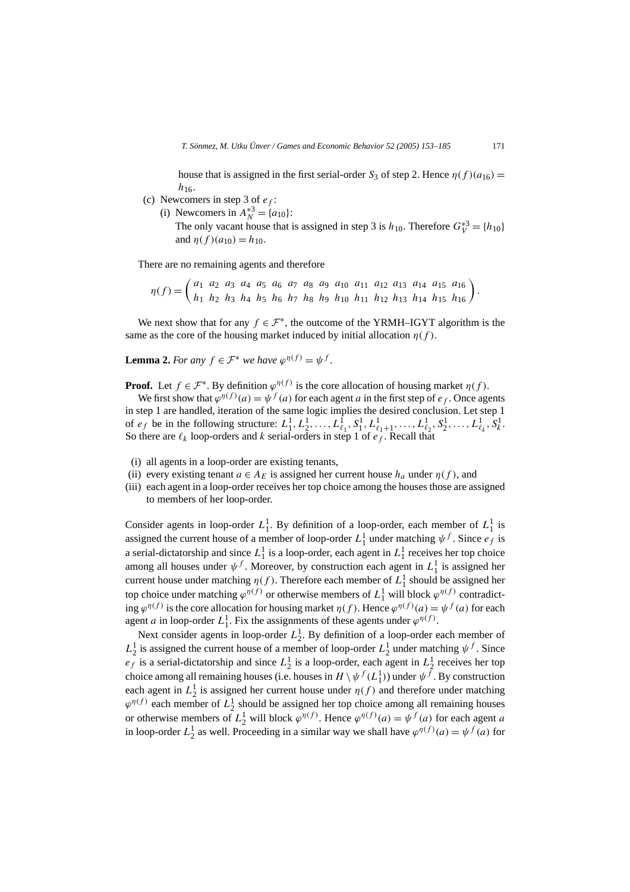house that is assigned in the first serial-order $S_3$ of step 2. Hence $\eta(f)(a_{16}) = h_{16}$.

(c) Newcomers in step 3 of $e_f$:
   (i) Newcomers in $A_N^{*3} = \{a_{10}\}$:
   The only vacant house that is assigned in step 3 is $h_{10}$. Therefore $G_V^{*3} = \{h_{10}\}$ and $\eta(f)(a_{10}) = h_{10}$.

There are no remaining agents and therefore

$$\eta(f) = \begin{pmatrix} a_1 & a_2 & a_3 & a_4 & a_5 & a_6 & a_7 & a_8 & a_9 & a_{10} & a_{11} & a_{12} & a_{13} & a_{14} & a_{15} & a_{16} \\ h_1 & h_2 & h_3 & h_4 & h_5 & h_6 & h_7 & h_8 & h_9 & h_{10} & h_{11} & h_{12} & h_{13} & h_{14} & h_{15} & h_{16} \end{pmatrix}.$$

We next show that for any $f \in \mathcal{F}^*$, the outcome of the YRMH–IGYT algorithm is the same as the core of the housing market induced by initial allocation $\eta(f)$.

**Lemma 2.** *For any $f \in \mathcal{F}^*$ we have $\varphi^{\eta(f)} = \psi^f$.*

**Proof.** Let $f \in \mathcal{F}^*$. By definition $\varphi^{\eta(f)}$ is the core allocation of housing market $\eta(f)$.

We first show that $\varphi^{\eta(f)}(a) = \psi^f(a)$ for each agent $a$ in the first step of $e_f$. Once agents in step 1 are handled, iteration of the same logic implies the desired conclusion. Let step 1 of $e_f$ be in the following structure: $L_1^1, L_2^1, \ldots, L_{\ell_1}^1, S_1^1, L_{\ell_1+1}^1, \ldots, L_{\ell_2}^1, S_2^1, \ldots, L_{\ell_k}^1, S_k^1$. So there are $\ell_k$ loop-orders and $k$ serial-orders in step 1 of $e_f$. Recall that

(i) all agents in a loop-order are existing tenants,
(ii) every existing tenant $a \in A_E$ is assigned her current house $h_a$ under $\eta(f)$, and
(iii) each agent in a loop-order receives her top choice among the houses those are assigned to members of her loop-order.

Consider agents in loop-order $L_1^1$. By definition of a loop-order, each member of $L_1^1$ is assigned the current house of a member of loop-order $L_1^1$ under matching $\psi^f$. Since $e_f$ is a serial-dictatorship and since $L_1^1$ is a loop-order, each agent in $L_1^1$ receives her top choice among all houses under $\psi^f$. Moreover, by construction each agent in $L_1^1$ is assigned her current house under matching $\eta(f)$. Therefore each member of $L_1^1$ should be assigned her top choice under matching $\varphi^{\eta(f)}$ or otherwise members of $L_1^1$ will block $\varphi^{\eta(f)}$ contradicting $\varphi^{\eta(f)}$ is the core allocation for housing market $\eta(f)$. Hence $\varphi^{\eta(f)}(a) = \psi^f(a)$ for each agent $a$ in loop-order $L_1^1$. Fix the assignments of these agents under $\varphi^{\eta(f)}$.

Next consider agents in loop-order $L_2^1$. By definition of a loop-order each member of $L_2^1$ is assigned the current house of a member of loop-order $L_2^1$ under matching $\psi^f$. Since $e_f$ is a serial-dictatorship and since $L_2^1$ is a loop-order, each agent in $L_2^1$ receives her top choice among all remaining houses (i.e. houses in $H \setminus \psi^f(L_1^1)$) under $\psi^f$. By construction each agent in $L_2^1$ is assigned her current house under $\eta(f)$ and therefore under matching $\varphi^{\eta(f)}$ each member of $L_2^1$ should be assigned her top choice among all remaining houses or otherwise members of $L_2^1$ will block $\varphi^{\eta(f)}$. Hence $\varphi^{\eta(f)}(a) = \psi^f(a)$ for each agent $a$ in loop-order $L_2^1$ as well. Proceeding in a similar way we shall have $\varphi^{\eta(f)}(a) = \psi^f(a)$ for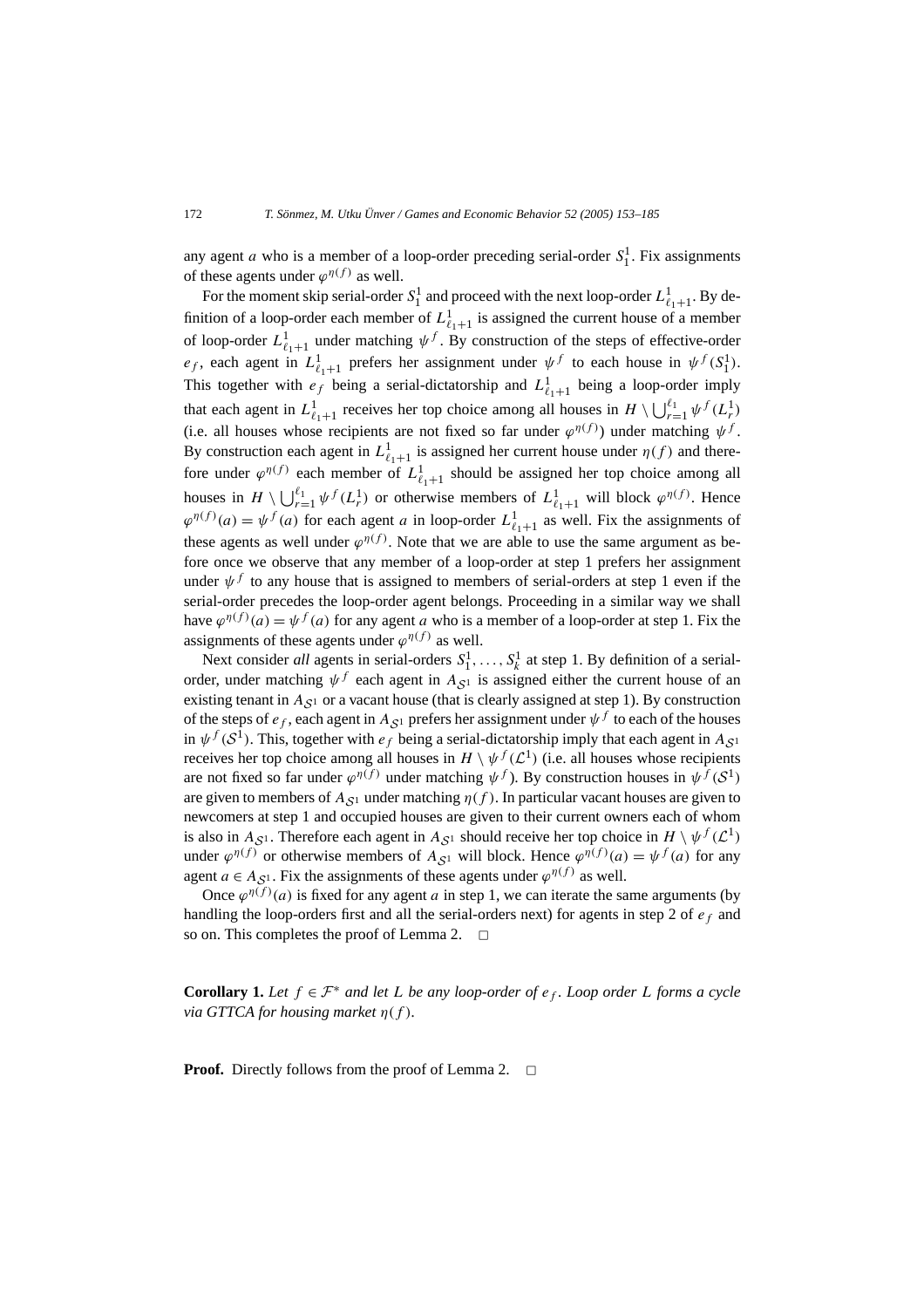any agent $a$ who is a member of a loop-order preceding serial-order $S_1^1$. Fix assignments of these agents under $\varphi^{\eta(f)}$ as well.

For the moment skip serial-order $S_1^1$ and proceed with the next loop-order $L_{\ell_1+1}^1$. By definition of a loop-order each member of $L_{\ell_1+1}^1$ is assigned the current house of a member of loop-order $L_{\ell_1+1}^1$ under matching $\psi^f$. By construction of the steps of effective-order $e_f$, each agent in $L_{\ell_1+1}^1$ prefers her assignment under $\psi^f$ to each house in $\psi^f(S_1^1)$. This together with $e_f$ being a serial-dictatorship and $L_{\ell_1+1}^1$ being a loop-order imply that each agent in $L_{\ell_1+1}^1$ receives her top choice among all houses in $H \setminus \bigcup_{r=1}^{\ell_1} \psi^f(L_r^1)$ (i.e. all houses whose recipients are not fixed so far under $\varphi^{\eta(f)}$) under matching $\psi^f$. By construction each agent in $L_{\ell_1+1}^1$ is assigned her current house under $\eta(f)$ and therefore under $\varphi^{\eta(f)}$ each member of $L_{\ell_1+1}^1$ should be assigned her top choice among all houses in $H \setminus \bigcup_{r=1}^{\ell_1} \psi^f(L_r^1)$ or otherwise members of $L_{\ell_1+1}^1$ will block $\varphi^{\eta(f)}$. Hence $\varphi^{\eta(f)}(a) = \psi^f(a)$ for each agent $a$ in loop-order $L_{\ell_1+1}^1$ as well. Fix the assignments of these agents as well under $\varphi^{\eta(f)}$. Note that we are able to use the same argument as before once we observe that any member of a loop-order at step 1 prefers her assignment under $\psi^f$ to any house that is assigned to members of serial-orders at step 1 even if the serial-order precedes the loop-order agent belongs. Proceeding in a similar way we shall have $\varphi^{\eta(f)}(a) = \psi^f(a)$ for any agent $a$ who is a member of a loop-order at step 1. Fix the assignments of these agents under $\varphi^{\eta(f)}$ as well.

Next consider *all* agents in serial-orders $S_1^1, \ldots, S_k^1$ at step 1. By definition of a serial-order, under matching $\psi^f$ each agent in $A_{\mathcal{S}^1}$ is assigned either the current house of an existing tenant in $A_{\mathcal{S}^1}$ or a vacant house (that is clearly assigned at step 1). By construction of the steps of $e_f$, each agent in $A_{\mathcal{S}^1}$ prefers her assignment under $\psi^f$ to each of the houses in $\psi^f(\mathcal{S}^1)$. This, together with $e_f$ being a serial-dictatorship imply that each agent in $A_{\mathcal{S}^1}$ receives her top choice among all houses in $H \setminus \psi^f(\mathcal{L}^1)$ (i.e. all houses whose recipients are not fixed so far under $\varphi^{\eta(f)}$ under matching $\psi^f$). By construction houses in $\psi^f(\mathcal{S}^1)$ are given to members of $A_{\mathcal{S}^1}$ under matching $\eta(f)$. In particular vacant houses are given to newcomers at step 1 and occupied houses are given to their current owners each of whom is also in $A_{\mathcal{S}^1}$. Therefore each agent in $A_{\mathcal{S}^1}$ should receive her top choice in $H \setminus \psi^f(\mathcal{L}^1)$ under $\varphi^{\eta(f)}$ or otherwise members of $A_{\mathcal{S}^1}$ will block. Hence $\varphi^{\eta(f)}(a) = \psi^f(a)$ for any agent $a \in A_{\mathcal{S}^1}$. Fix the assignments of these agents under $\varphi^{\eta(f)}$ as well.

Once $\varphi^{\eta(f)}(a)$ is fixed for any agent $a$ in step 1, we can iterate the same arguments (by handling the loop-orders first and all the serial-orders next) for agents in step 2 of $e_f$ and so on. This completes the proof of Lemma 2. □

**Corollary 1.** *Let $f \in \mathcal{F}^*$ and let $L$ be any loop-order of $e_f$. Loop order $L$ forms a cycle via GTTCA for housing market $\eta(f)$.*

**Proof.** Directly follows from the proof of Lemma 2. □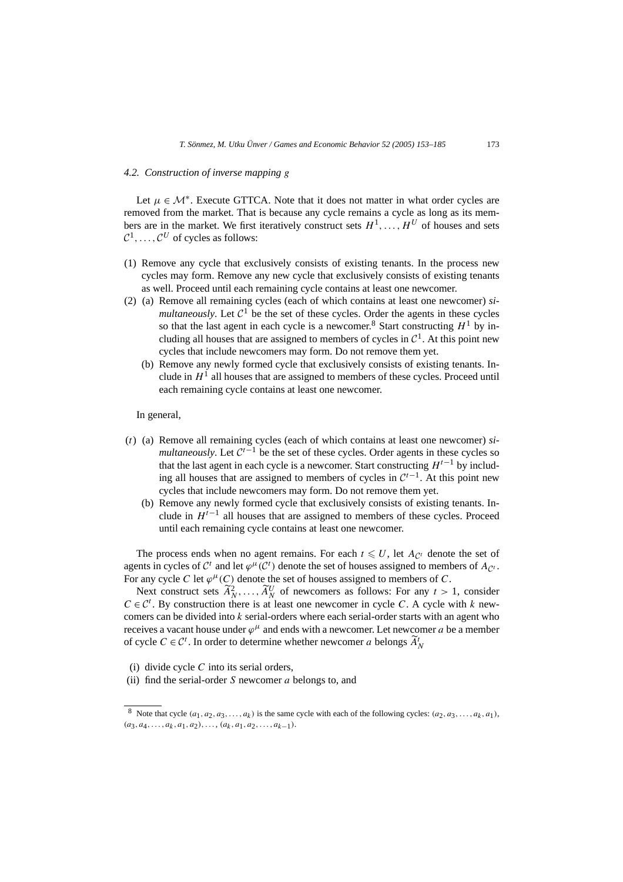### 4.2. Construction of inverse mapping $g$

Let $\mu \in \mathcal{M}^*$. Execute GTTCA. Note that it does not matter in what order cycles are removed from the market. That is because any cycle remains a cycle as long as its members are in the market. We first iteratively construct sets $H^1, \ldots, H^U$ of houses and sets $\mathcal{C}^1, \ldots, \mathcal{C}^U$ of cycles as follows:

(1) Remove any cycle that exclusively consists of existing tenants. In the process new cycles may form. Remove any new cycle that exclusively consists of existing tenants as well. Proceed until each remaining cycle contains at least one newcomer.

(2) (a) Remove all remaining cycles (each of which contains at least one newcomer) *simultaneously*. Let $\mathcal{C}^1$ be the set of these cycles. Order the agents in these cycles so that the last agent in each cycle is a newcomer.[8] Start constructing $H^1$ by including all houses that are assigned to members of cycles in $\mathcal{C}^1$. At this point new cycles that include newcomers may form. Do not remove them yet.

(b) Remove any newly formed cycle that exclusively consists of existing tenants. Include in $H^1$ all houses that are assigned to members of these cycles. Proceed until each remaining cycle contains at least one newcomer.

In general,

$(t)$ (a) Remove all remaining cycles (each of which contains at least one newcomer) *simultaneously*. Let $\mathcal{C}^{t-1}$ be the set of these cycles. Order agents in these cycles so that the last agent in each cycle is a newcomer. Start constructing $H^{t-1}$ by including all houses that are assigned to members of cycles in $\mathcal{C}^{t-1}$. At this point new cycles that include newcomers may form. Do not remove them yet.

(b) Remove any newly formed cycle that exclusively consists of existing tenants. Include in $H^{t-1}$ all houses that are assigned to members of these cycles. Proceed until each remaining cycle contains at least one newcomer.

The process ends when no agent remains. For each $t \leqslant U$, let $A_{\mathcal{C}^t}$ denote the set of agents in cycles of $\mathcal{C}^t$ and let $\varphi^\mu(\mathcal{C}^t)$ denote the set of houses assigned to members of $A_{\mathcal{C}^t}$. For any cycle $C$ let $\varphi^\mu(C)$ denote the set of houses assigned to members of $C$.

Next construct sets $\widetilde{A}_N^2, \ldots, \widetilde{A}_N^U$ of newcomers as follows: For any $t > 1$, consider $C \in \mathcal{C}^t$. By construction there is at least one newcomer in cycle $C$. A cycle with $k$ newcomers can be divided into $k$ serial-orders where each serial-order starts with an agent who receives a vacant house under $\varphi^\mu$ and ends with a newcomer. Let newcomer $a$ be a member of cycle $C \in \mathcal{C}^t$. In order to determine whether newcomer $a$ belongs $\widetilde{A}_N^t$

(i) divide cycle $C$ into its serial orders,

(ii) find the serial-order $S$ newcomer $a$ belongs to, and

---

[8] Note that cycle $(a_1, a_2, a_3, \ldots, a_k)$ is the same cycle with each of the following cycles: $(a_2, a_3, \ldots, a_k, a_1)$, $(a_3, a_4, \ldots, a_k, a_1, a_2), \ldots, (a_k, a_1, a_2, \ldots, a_{k-1})$.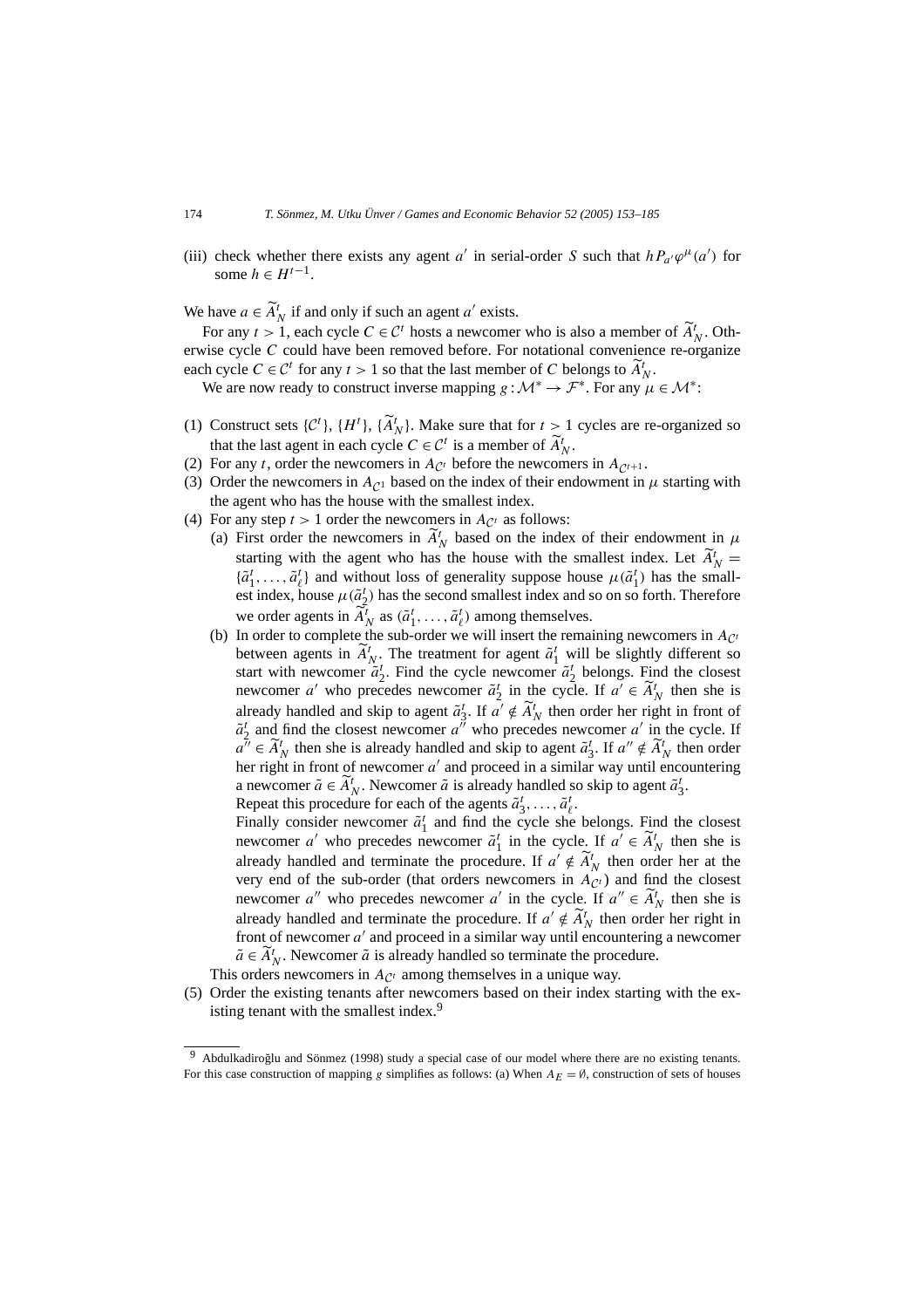(iii) check whether there exists any agent $a'$ in serial-order $S$ such that $h P_{a'} \varphi^{\mu}(a')$ for some $h \in H^{t-1}$.

We have $a \in \widetilde{A}^t_N$ if and only if such an agent $a'$ exists.

For any $t > 1$, each cycle $C \in \mathcal{C}^t$ hosts a newcomer who is also a member of $\widetilde{A}^t_N$. Otherwise cycle $C$ could have been removed before. For notational convenience re-organize each cycle $C \in \mathcal{C}^t$ for any $t > 1$ so that the last member of $C$ belongs to $\widetilde{A}^t_N$.

We are now ready to construct inverse mapping $g : \mathcal{M}^* \to \mathcal{F}^*$. For any $\mu \in \mathcal{M}^*$:

(1) Construct sets $\{\mathcal{C}^t\}$, $\{H^t\}$, $\{\widetilde{A}^t_N\}$. Make sure that for $t > 1$ cycles are re-organized so that the last agent in each cycle $C \in \mathcal{C}^t$ is a member of $\widetilde{A}^t_N$.

(2) For any $t$, order the newcomers in $A_{\mathcal{C}^t}$ before the newcomers in $A_{\mathcal{C}^{t+1}}$.

(3) Order the newcomers in $A_{\mathcal{C}^1}$ based on the index of their endowment in $\mu$ starting with the agent who has the house with the smallest index.

(4) For any step $t > 1$ order the newcomers in $A_{\mathcal{C}^t}$ as follows:
   (a) First order the newcomers in $\widetilde{A}^t_N$ based on the index of their endowment in $\mu$ starting with the agent who has the house with the smallest index. Let $\widetilde{A}^t_N = \{\tilde{a}^t_1, \ldots, \tilde{a}^t_\ell\}$ and without loss of generality suppose house $\mu(\tilde{a}^t_1)$ has the smallest index, house $\mu(\tilde{a}^t_2)$ has the second smallest index and so on so forth. Therefore we order agents in $\widetilde{A}^t_N$ as $(\tilde{a}^t_1, \ldots, \tilde{a}^t_\ell)$ among themselves.
   (b) In order to complete the sub-order we will insert the remaining newcomers in $A_{\mathcal{C}^t}$ between agents in $\widetilde{A}^t_N$. The treatment for agent $\tilde{a}^t_1$ will be slightly different so start with newcomer $\tilde{a}^t_2$. Find the cycle newcomer $\tilde{a}^t_2$ belongs. Find the closest newcomer $a'$ who precedes newcomer $\tilde{a}^t_2$ in the cycle. If $a' \in \widetilde{A}^t_N$ then she is already handled and skip to agent $\tilde{a}^t_3$. If $a' \notin \widetilde{A}^t_N$ then order her right in front of $\tilde{a}^t_2$ and find the closest newcomer $a''$ who precedes newcomer $a'$ in the cycle. If $a'' \in \widetilde{A}^t_N$ then she is already handled and skip to agent $\tilde{a}^t_3$. If $a'' \notin \widetilde{A}^t_N$ then order her right in front of newcomer $a'$ and proceed in a similar way until encountering a newcomer $\tilde{a} \in \widetilde{A}^t_N$. Newcomer $\tilde{a}$ is already handled so skip to agent $\tilde{a}^t_3$.
   Repeat this procedure for each of the agents $\tilde{a}^t_3, \ldots, \tilde{a}^t_\ell$.
   Finally consider newcomer $\tilde{a}^t_1$ and find the cycle she belongs. Find the closest newcomer $a'$ who precedes newcomer $\tilde{a}^t_1$ in the cycle. If $a' \in \widetilde{A}^t_N$ then she is already handled and terminate the procedure. If $a' \notin \widetilde{A}^t_N$ then order her at the very end of the sub-order (that orders newcomers in $A_{\mathcal{C}^t}$) and find the closest newcomer $a''$ who precedes newcomer $a'$ in the cycle. If $a'' \in \widetilde{A}^t_N$ then she is already handled and terminate the procedure. If $a' \notin \widetilde{A}^t_N$ then order her right in front of newcomer $a'$ and proceed in a similar way until encountering a newcomer $\tilde{a} \in \widetilde{A}^t_N$. Newcomer $\tilde{a}$ is already handled so terminate the procedure.

   This orders newcomers in $A_{\mathcal{C}^t}$ among themselves in a unique way.

(5) Order the existing tenants after newcomers based on their index starting with the existing tenant with the smallest index.[9]

[9] Abdulkadiroğlu and Sönmez (1998) study a special case of our model where there are no existing tenants. For this case construction of mapping $g$ simplifies as follows: (a) When $A_E = \emptyset$, construction of sets of houses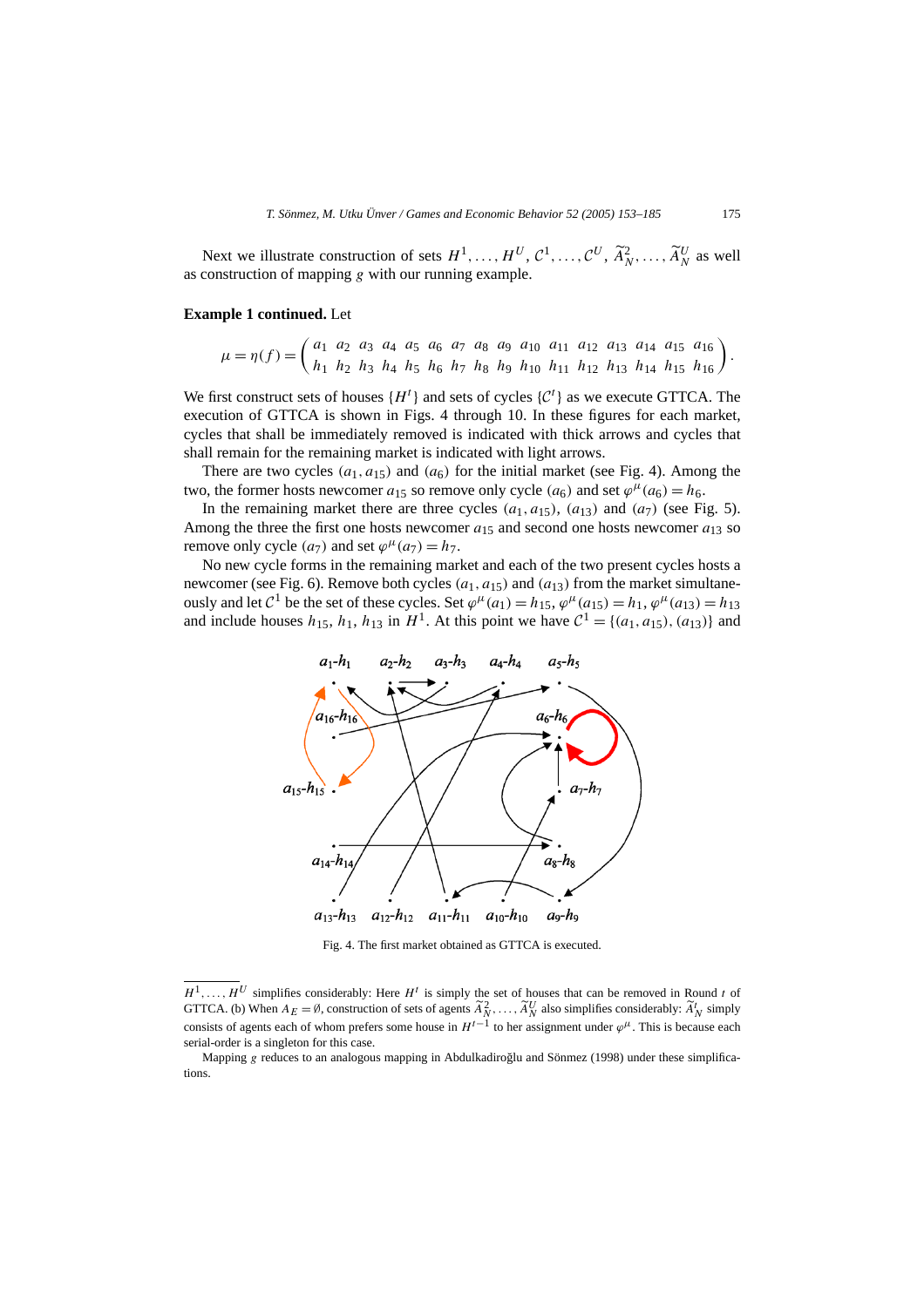Next we illustrate construction of sets $H^1, \ldots, H^U$, $\mathcal{C}^1, \ldots, \mathcal{C}^U$, $\widetilde{A}_N^2, \ldots, \widetilde{A}_N^U$ as well as construction of mapping $g$ with our running example.

**Example 1 continued.** Let

$$\mu = \eta(f) = \begin{pmatrix} a_1 & a_2 & a_3 & a_4 & a_5 & a_6 & a_7 & a_8 & a_9 & a_{10} & a_{11} & a_{12} & a_{13} & a_{14} & a_{15} & a_{16} \\ h_1 & h_2 & h_3 & h_4 & h_5 & h_6 & h_7 & h_8 & h_9 & h_{10} & h_{11} & h_{12} & h_{13} & h_{14} & h_{15} & h_{16} \end{pmatrix}.$$

We first construct sets of houses $\{H^t\}$ and sets of cycles $\{\mathcal{C}^t\}$ as we execute GTTCA. The execution of GTTCA is shown in Figs. 4 through 10. In these figures for each market, cycles that shall be immediately removed is indicated with thick arrows and cycles that shall remain for the remaining market is indicated with light arrows.

There are two cycles $(a_1, a_{15})$ and $(a_6)$ for the initial market (see Fig. 4). Among the two, the former hosts newcomer $a_{15}$ so remove only cycle $(a_6)$ and set $\varphi^\mu(a_6) = h_6$.

In the remaining market there are three cycles $(a_1, a_{15})$, $(a_{13})$ and $(a_7)$ (see Fig. 5). Among the three the first one hosts newcomer $a_{15}$ and second one hosts newcomer $a_{13}$ so remove only cycle $(a_7)$ and set $\varphi^\mu(a_7) = h_7$.

No new cycle forms in the remaining market and each of the two present cycles hosts a newcomer (see Fig. 6). Remove both cycles $(a_1, a_{15})$ and $(a_{13})$ from the market simultaneously and let $\mathcal{C}^1$ be the set of these cycles. Set $\varphi^\mu(a_1) = h_{15}$, $\varphi^\mu(a_{15}) = h_1$, $\varphi^\mu(a_{13}) = h_{13}$ and include houses $h_{15}$, $h_1$, $h_{13}$ in $H^1$. At this point we have $\mathcal{C}^1 = \{(a_1, a_{15}), (a_{13})\}$ and

Fig. 4. The first market obtained as GTTCA is executed.

---

$H^1, \ldots, H^U$ simplifies considerably: Here $H^t$ is simply the set of houses that can be removed in Round $t$ of GTTCA. (b) When $A_E = \emptyset$, construction of sets of agents $\widetilde{A}_N^2, \ldots, \widetilde{A}_N^U$ also simplifies considerably: $\widetilde{A}_N^t$ simply consists of agents each of whom prefers some house in $H^{t-1}$ to her assignment under $\varphi^\mu$. This is because each serial-order is a singleton for this case.

Mapping $g$ reduces to an analogous mapping in Abdulkadiroğlu and Sönmez (1998) under these simplifications.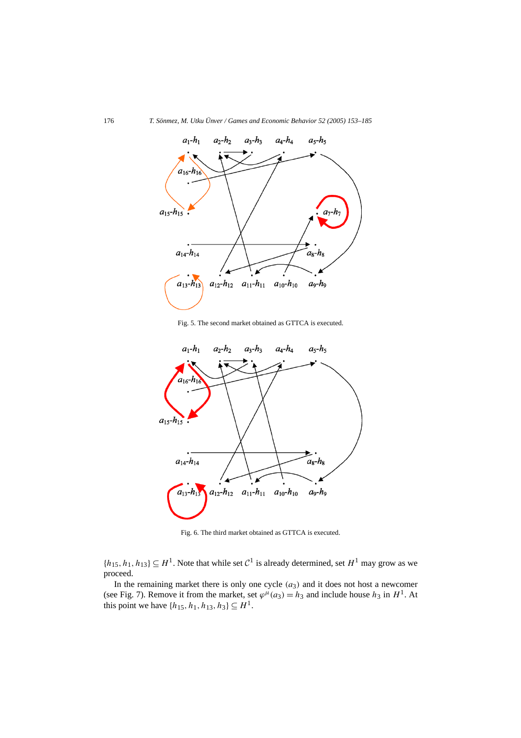Fig. 5. The second market obtained as GTTCA is executed.

Fig. 6. The third market obtained as GTTCA is executed.

$\{h_{15}, h_1, h_{13}\} \subseteq H^1$. Note that while set $\mathcal{C}^1$ is already determined, set $H^1$ may grow as we proceed.

In the remaining market there is only one cycle $(a_3)$ and it does not host a newcomer (see Fig. 7). Remove it from the market, set $\varphi^\mu(a_3) = h_3$ and include house $h_3$ in $H^1$. At this point we have $\{h_{15}, h_1, h_{13}, h_3\} \subseteq H^1$.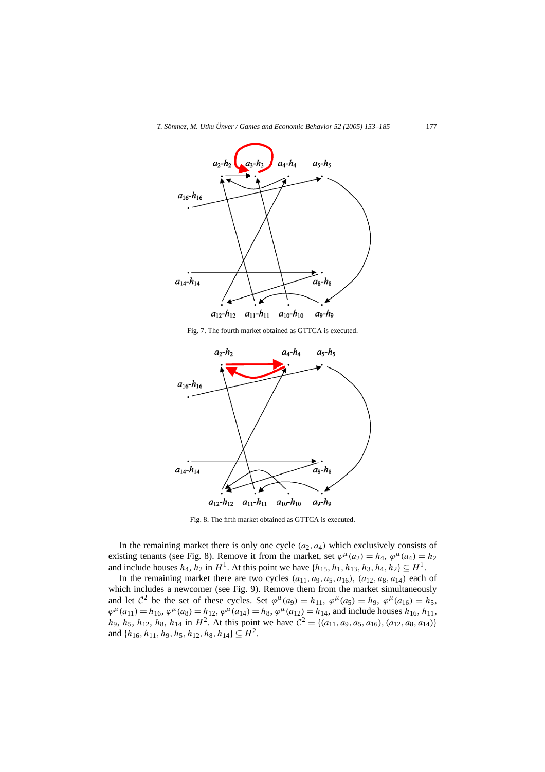Fig. 7. The fourth market obtained as GTTCA is executed.

Fig. 8. The fifth market obtained as GTTCA is executed.

In the remaining market there is only one cycle $(a_2, a_4)$ which exclusively consists of existing tenants (see Fig. 8). Remove it from the market, set $\varphi^\mu(a_2) = h_4$, $\varphi^\mu(a_4) = h_2$ and include houses $h_4$, $h_2$ in $H^1$. At this point we have $\{h_{15}, h_1, h_{13}, h_3, h_4, h_2\} \subseteq H^1$.

In the remaining market there are two cycles $(a_{11}, a_9, a_5, a_{16})$, $(a_{12}, a_8, a_{14})$ each of which includes a newcomer (see Fig. 9). Remove them from the market simultaneously and let $\mathcal{C}^2$ be the set of these cycles. Set $\varphi^\mu(a_9) = h_{11}$, $\varphi^\mu(a_5) = h_9$, $\varphi^\mu(a_{16}) = h_5$, $\varphi^\mu(a_{11}) = h_{16}$, $\varphi^\mu(a_8) = h_{12}$, $\varphi^\mu(a_{14}) = h_8$, $\varphi^\mu(a_{12}) = h_{14}$, and include houses $h_{16}$, $h_{11}$, $h_9$, $h_5$, $h_{12}$, $h_8$, $h_{14}$ in $H^2$. At this point we have $\mathcal{C}^2 = \{(a_{11}, a_9, a_5, a_{16}), (a_{12}, a_8, a_{14})\}$ and $\{h_{16}, h_{11}, h_9, h_5, h_{12}, h_8, h_{14}\} \subseteq H^2$.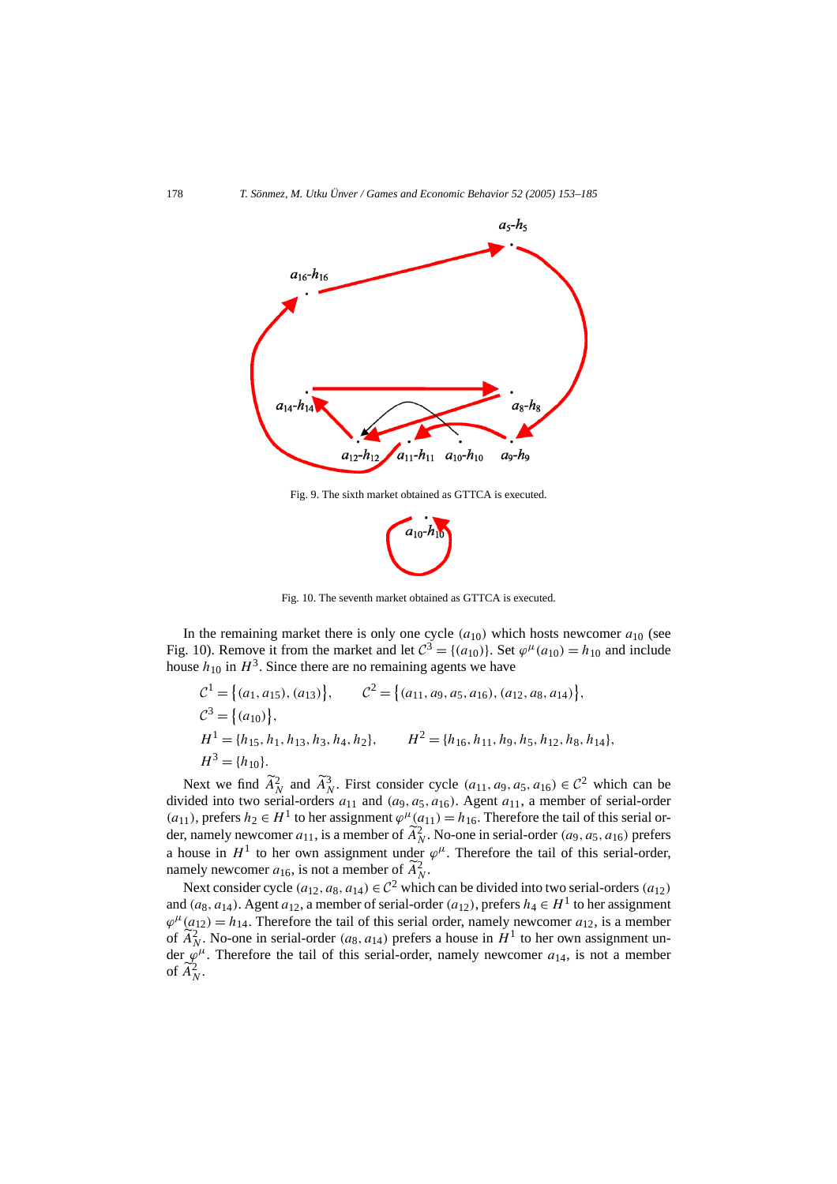Fig. 9. The sixth market obtained as GTTCA is executed.

Fig. 10. The seventh market obtained as GTTCA is executed.

In the remaining market there is only one cycle $(a_{10})$ which hosts newcomer $a_{10}$ (see Fig. 10). Remove it from the market and let $\mathcal{C}^3 = \{(a_{10})\}$. Set $\varphi^\mu(a_{10}) = h_{10}$ and include house $h_{10}$ in $H^3$. Since there are no remaining agents we have

$$\mathcal{C}^1 = \{(a_1, a_{15}), (a_{13})\}, \qquad \mathcal{C}^2 = \{(a_{11}, a_9, a_5, a_{16}), (a_{12}, a_8, a_{14})\},$$
$$\mathcal{C}^3 = \{(a_{10})\},$$
$$H^1 = \{h_{15}, h_1, h_{13}, h_3, h_4, h_2\}, \qquad H^2 = \{h_{16}, h_{11}, h_9, h_5, h_{12}, h_8, h_{14}\},$$
$$H^3 = \{h_{10}\}.$$

Next we find $\widetilde{A}_N^2$ and $\widetilde{A}_N^3$. First consider cycle $(a_{11}, a_9, a_5, a_{16}) \in \mathcal{C}^2$ which can be divided into two serial-orders $a_{11}$ and $(a_9, a_5, a_{16})$. Agent $a_{11}$, a member of serial-order $(a_{11})$, prefers $h_2 \in H^1$ to her assignment $\varphi^\mu(a_{11}) = h_{16}$. Therefore the tail of this serial order, namely newcomer $a_{11}$, is a member of $\widetilde{A}_N^2$. No-one in serial-order $(a_9, a_5, a_{16})$ prefers a house in $H^1$ to her own assignment under $\varphi^\mu$. Therefore the tail of this serial-order, namely newcomer $a_{16}$, is not a member of $\widetilde{A}_N^2$.

Next consider cycle $(a_{12}, a_8, a_{14}) \in \mathcal{C}^2$ which can be divided into two serial-orders $(a_{12})$ and $(a_8, a_{14})$. Agent $a_{12}$, a member of serial-order $(a_{12})$, prefers $h_4 \in H^1$ to her assignment $\varphi^\mu(a_{12}) = h_{14}$. Therefore the tail of this serial order, namely newcomer $a_{12}$, is a member of $\widetilde{A}_N^2$. No-one in serial-order $(a_8, a_{14})$ prefers a house in $H^1$ to her own assignment under $\varphi^\mu$. Therefore the tail of this serial-order, namely newcomer $a_{14}$, is not a member of $\widetilde{A}_N^2$.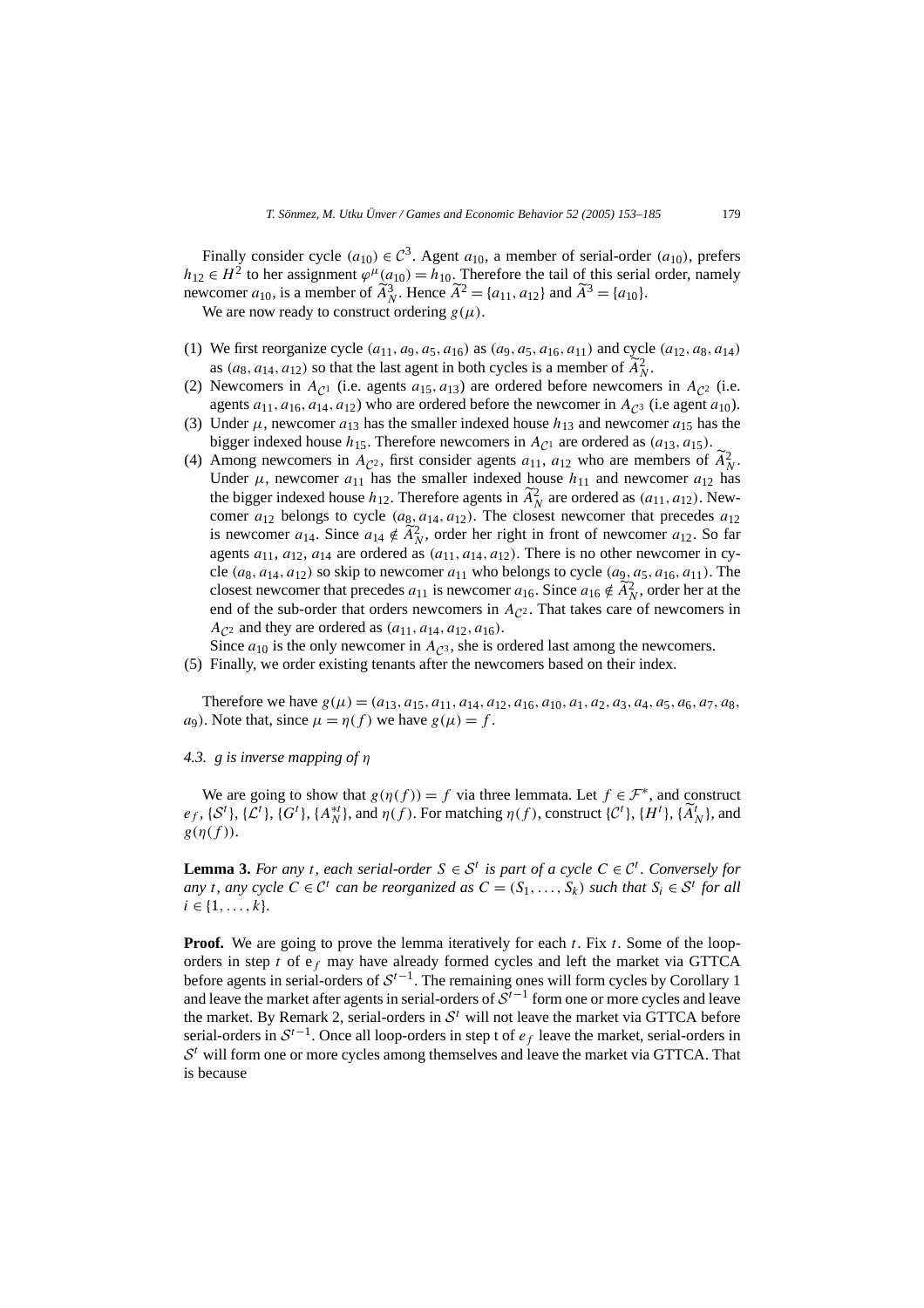Finally consider cycle $(a_{10}) \in \mathcal{C}^3$. Agent $a_{10}$, a member of serial-order $(a_{10})$, prefers $h_{12} \in H^2$ to her assignment $\varphi^{\mu}(a_{10}) = h_{10}$. Therefore the tail of this serial order, namely newcomer $a_{10}$, is a member of $\widetilde{A}^3_N$. Hence $\widetilde{A}^2 = \{a_{11}, a_{12}\}$ and $\widetilde{A}^3 = \{a_{10}\}$.

We are now ready to construct ordering $g(\mu)$.

(1) We first reorganize cycle $(a_{11}, a_9, a_5, a_{16})$ as $(a_9, a_5, a_{16}, a_{11})$ and cycle $(a_{12}, a_8, a_{14})$ as $(a_8, a_{14}, a_{12})$ so that the last agent in both cycles is a member of $\widetilde{A}^2_N$.

(2) Newcomers in $A_{\mathcal{C}^1}$ (i.e. agents $a_{15}, a_{13}$) are ordered before newcomers in $A_{\mathcal{C}^2}$ (i.e. agents $a_{11}, a_{16}, a_{14}, a_{12}$) who are ordered before the newcomer in $A_{\mathcal{C}^3}$ (i.e agent $a_{10}$).

(3) Under $\mu$, newcomer $a_{13}$ has the smaller indexed house $h_{13}$ and newcomer $a_{15}$ has the bigger indexed house $h_{15}$. Therefore newcomers in $A_{\mathcal{C}^1}$ are ordered as $(a_{13}, a_{15})$.

(4) Among newcomers in $A_{\mathcal{C}^2}$, first consider agents $a_{11}$, $a_{12}$ who are members of $\widetilde{A}^2_N$. Under $\mu$, newcomer $a_{11}$ has the smaller indexed house $h_{11}$ and newcomer $a_{12}$ has the bigger indexed house $h_{12}$. Therefore agents in $\widetilde{A}^2_N$ are ordered as $(a_{11}, a_{12})$. Newcomer $a_{12}$ belongs to cycle $(a_8, a_{14}, a_{12})$. The closest newcomer that precedes $a_{12}$ is newcomer $a_{14}$. Since $a_{14} \notin \widetilde{A}^2_N$, order her right in front of newcomer $a_{12}$. So far agents $a_{11}$, $a_{12}$, $a_{14}$ are ordered as $(a_{11}, a_{14}, a_{12})$. There is no other newcomer in cycle $(a_8, a_{14}, a_{12})$ so skip to newcomer $a_{11}$ who belongs to cycle $(a_9, a_5, a_{16}, a_{11})$. The closest newcomer that precedes $a_{11}$ is newcomer $a_{16}$. Since $a_{16} \notin \widetilde{A}^2_N$, order her at the end of the sub-order that orders newcomers in $A_{\mathcal{C}^2}$. That takes care of newcomers in $A_{\mathcal{C}^2}$ and they are ordered as $(a_{11}, a_{14}, a_{12}, a_{16})$.

   Since $a_{10}$ is the only newcomer in $A_{\mathcal{C}^3}$, she is ordered last among the newcomers.

(5) Finally, we order existing tenants after the newcomers based on their index.

Therefore we have $g(\mu) = (a_{13}, a_{15}, a_{11}, a_{14}, a_{12}, a_{16}, a_{10}, a_1, a_2, a_3, a_4, a_5, a_6, a_7, a_8, a_9)$. Note that, since $\mu = \eta(f)$ we have $g(\mu) = f$.

### 4.3. *g is inverse mapping of* $\eta$

We are going to show that $g(\eta(f)) = f$ via three lemmata. Let $f \in \mathcal{F}^*$, and construct $e_f$, $\{\mathcal{S}^t\}$, $\{\mathcal{L}^t\}$, $\{G^t\}$, $\{A^{*t}_N\}$, and $\eta(f)$. For matching $\eta(f)$, construct $\{\mathcal{C}^t\}$, $\{H^t\}$, $\{\widetilde{A}^t_N\}$, and $g(\eta(f))$.

**Lemma 3.** *For any $t$, each serial-order $S \in \mathcal{S}^t$ is part of a cycle $C \in \mathcal{C}^t$. Conversely for any $t$, any cycle $C \in \mathcal{C}^t$ can be reorganized as $C = (S_1, \ldots, S_k)$ such that $S_i \in \mathcal{S}^t$ for all $i \in \{1, \ldots, k\}$.*

**Proof.** We are going to prove the lemma iteratively for each $t$. Fix $t$. Some of the loop-orders in step $t$ of $e_f$ may have already formed cycles and left the market via GTTCA before agents in serial-orders of $\mathcal{S}^{t-1}$. The remaining ones will form cycles by Corollary 1 and leave the market after agents in serial-orders of $\mathcal{S}^{t-1}$ form one or more cycles and leave the market. By Remark 2, serial-orders in $\mathcal{S}^t$ will not leave the market via GTTCA before serial-orders in $\mathcal{S}^{t-1}$. Once all loop-orders in step t of $e_f$ leave the market, serial-orders in $\mathcal{S}^t$ will form one or more cycles among themselves and leave the market via GTTCA. That is because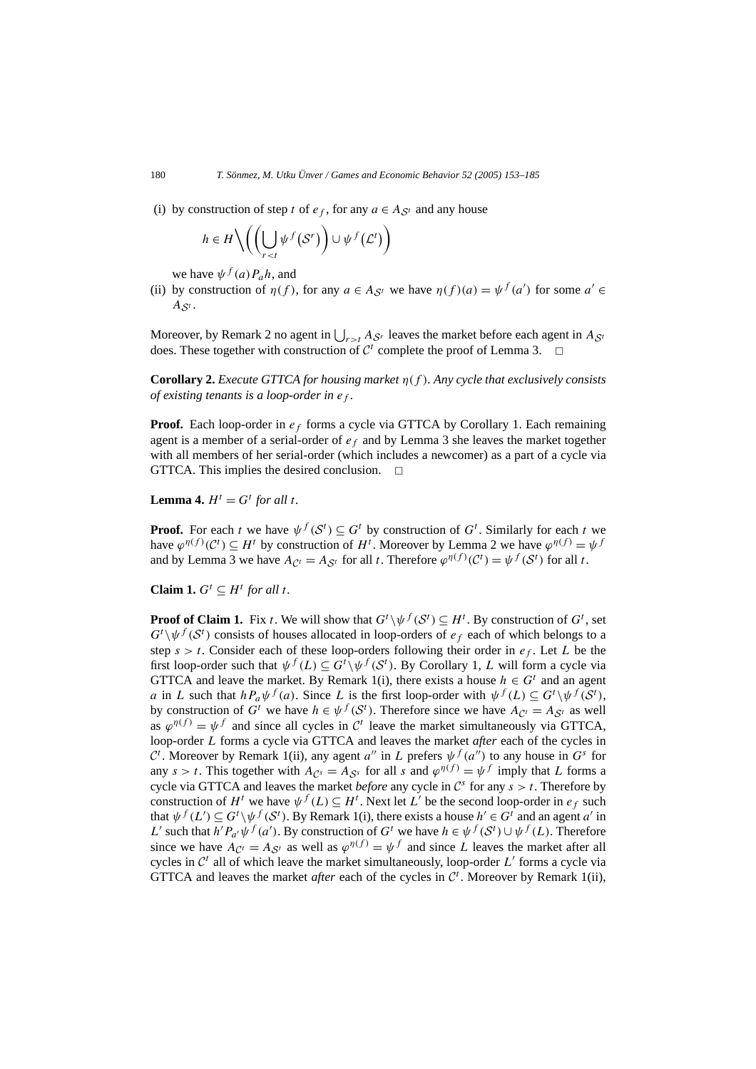(i) by construction of step $t$ of $e_f$, for any $a \in A_{\mathcal{S}^t}$ and any house

$$h \in H \Big\backslash \left( \left( \bigcup_{r<t} \psi^f(\mathcal{S}^r) \right) \cup \psi^f(\mathcal{L}^t) \right)$$

we have $\psi^f(a) P_a h$, and

(ii) by construction of $\eta(f)$, for any $a \in A_{\mathcal{S}^t}$ we have $\eta(f)(a) = \psi^f(a')$ for some $a' \in A_{\mathcal{S}^t}$.

Moreover, by Remark 2 no agent in $\bigcup_{r>t} A_{\mathcal{S}^r}$ leaves the market before each agent in $A_{\mathcal{S}^t}$ does. These together with construction of $\mathcal{C}^t$ complete the proof of Lemma 3. □

**Corollary 2.** *Execute GTTCA for housing market $\eta(f)$. Any cycle that exclusively consists of existing tenants is a loop-order in $e_f$.*

**Proof.** Each loop-order in $e_f$ forms a cycle via GTTCA by Corollary 1. Each remaining agent is a member of a serial-order of $e_f$ and by Lemma 3 she leaves the market together with all members of her serial-order (which includes a newcomer) as a part of a cycle via GTTCA. This implies the desired conclusion. □

**Lemma 4.** *$H^t = G^t$ for all $t$.*

**Proof.** For each $t$ we have $\psi^f(\mathcal{S}^t) \subseteq G^t$ by construction of $G^t$. Similarly for each $t$ we have $\varphi^{\eta(f)}(\mathcal{C}^t) \subseteq H^t$ by construction of $H^t$. Moreover by Lemma 2 we have $\varphi^{\eta(f)} = \psi^f$ and by Lemma 3 we have $A_{\mathcal{C}^t} = A_{\mathcal{S}^t}$ for all $t$. Therefore $\varphi^{\eta(f)}(\mathcal{C}^t) = \psi^f(\mathcal{S}^t)$ for all $t$.

**Claim 1.** *$G^t \subseteq H^t$ for all $t$.*

**Proof of Claim 1.** Fix $t$. We will show that $G^t \setminus \psi^f(\mathcal{S}^t) \subseteq H^t$. By construction of $G^t$, set $G^t \setminus \psi^f(\mathcal{S}^t)$ consists of houses allocated in loop-orders of $e_f$ each of which belongs to a step $s > t$. Consider each of these loop-orders following their order in $e_f$. Let $L$ be the first loop-order such that $\psi^f(L) \subseteq G^t \setminus \psi^f(\mathcal{S}^t)$. By Corollary 1, $L$ will form a cycle via GTTCA and leave the market. By Remark 1(i), there exists a house $h \in G^t$ and an agent $a$ in $L$ such that $h P_a \psi^f(a)$. Since $L$ is the first loop-order with $\psi^f(L) \subseteq G^t \setminus \psi^f(\mathcal{S}^t)$, by construction of $G^t$ we have $h \in \psi^f(\mathcal{S}^t)$. Therefore since we have $A_{\mathcal{C}^t} = A_{\mathcal{S}^t}$ as well as $\varphi^{\eta(f)} = \psi^f$ and since all cycles in $\mathcal{C}^t$ leave the market simultaneously via GTTCA, loop-order $L$ forms a cycle via GTTCA and leaves the market *after* each of the cycles in $\mathcal{C}^t$. Moreover by Remark 1(ii), any agent $a''$ in $L$ prefers $\psi^f(a'')$ to any house in $G^s$ for any $s > t$. This together with $A_{\mathcal{C}^s} = A_{\mathcal{S}^s}$ for all $s$ and $\varphi^{\eta(f)} = \psi^f$ imply that $L$ forms a cycle via GTTCA and leaves the market *before* any cycle in $\mathcal{C}^s$ for any $s > t$. Therefore by construction of $H^t$ we have $\psi^f(L) \subseteq H^t$. Next let $L'$ be the second loop-order in $e_f$ such that $\psi^f(L') \subseteq G^t \setminus \psi^f(\mathcal{S}^t)$. By Remark 1(i), there exists a house $h' \in G^t$ and an agent $a'$ in $L'$ such that $h' P_{a'} \psi^f(a')$. By construction of $G^t$ we have $h \in \psi^f(\mathcal{S}^t) \cup \psi^f(L)$. Therefore since we have $A_{\mathcal{C}^t} = A_{\mathcal{S}^t}$ as well as $\varphi^{\eta(f)} = \psi^f$ and since $L$ leaves the market after all cycles in $\mathcal{C}^t$ all of which leave the market simultaneously, loop-order $L'$ forms a cycle via GTTCA and leaves the market *after* each of the cycles in $\mathcal{C}^t$. Moreover by Remark 1(ii),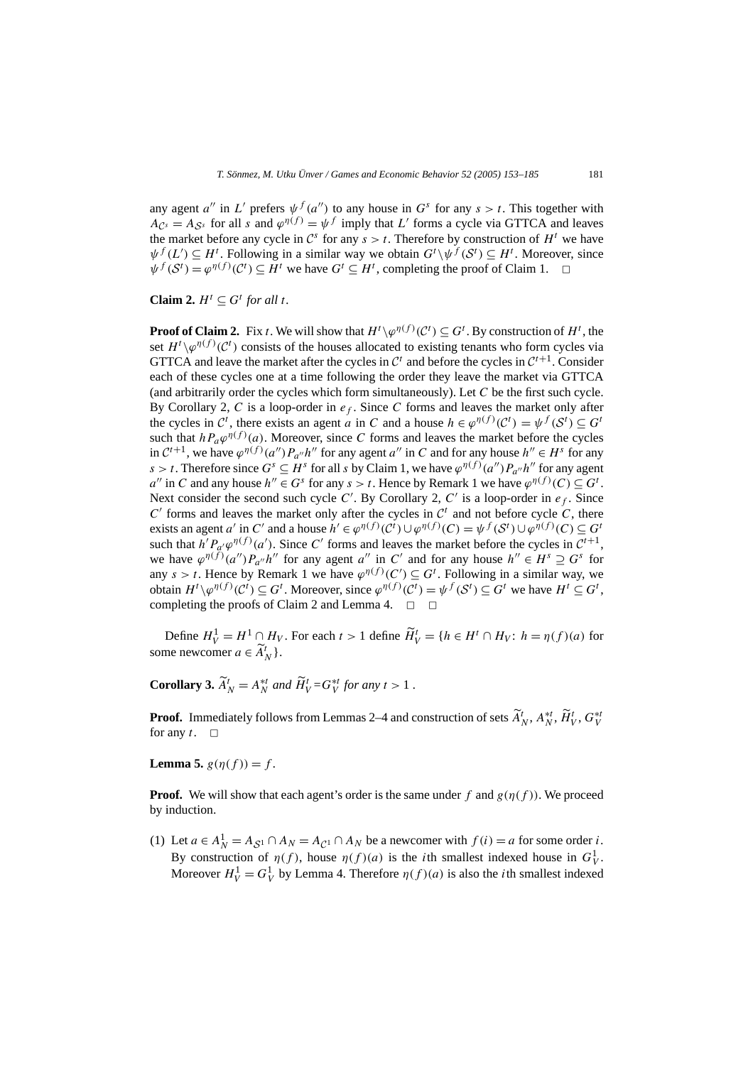any agent $a''$ in $L'$ prefers $\psi^f(a'')$ to any house in $G^s$ for any $s > t$. This together with $A_{\mathcal{C}^s} = A_{\mathcal{S}^s}$ for all $s$ and $\varphi^{\eta(f)} = \psi^f$ imply that $L'$ forms a cycle via GTTCA and leaves the market before any cycle in $\mathcal{C}^s$ for any $s > t$. Therefore by construction of $H^t$ we have $\psi^f(L') \subseteq H^t$. Following in a similar way we obtain $G^t \backslash \psi^f(\mathcal{S}^t) \subseteq H^t$. Moreover, since $\psi^f(\mathcal{S}^t) = \varphi^{\eta(f)}(\mathcal{C}^t) \subseteq H^t$ we have $G^t \subseteq H^t$, completing the proof of Claim 1. □

**Claim 2.** *$H^t \subseteq G^t$ for all $t$.*

**Proof of Claim 2.** Fix $t$. We will show that $H^t \backslash \varphi^{\eta(f)}(\mathcal{C}^t) \subseteq G^t$. By construction of $H^t$, the set $H^t \backslash \varphi^{\eta(f)}(\mathcal{C}^t)$ consists of the houses allocated to existing tenants who form cycles via GTTCA and leave the market after the cycles in $\mathcal{C}^t$ and before the cycles in $\mathcal{C}^{t+1}$. Consider each of these cycles one at a time following the order they leave the market via GTTCA (and arbitrarily order the cycles which form simultaneously). Let $C$ be the first such cycle. By Corollary 2, $C$ is a loop-order in $e_f$. Since $C$ forms and leaves the market only after the cycles in $\mathcal{C}^t$, there exists an agent $a$ in $C$ and a house $h \in \varphi^{\eta(f)}(\mathcal{C}^t) = \psi^f(\mathcal{S}^t) \subseteq G^t$ such that $h P_a \varphi^{\eta(f)}(a)$. Moreover, since $C$ forms and leaves the market before the cycles in $\mathcal{C}^{t+1}$, we have $\varphi^{\eta(f)}(a'') P_{a''} h''$ for any agent $a''$ in $C$ and for any house $h'' \in H^s$ for any $s > t$. Therefore since $G^s \subseteq H^s$ for all $s$ by Claim 1, we have $\varphi^{\eta(f)}(a'') P_{a''} h''$ for any agent $a''$ in $C$ and any house $h'' \in G^s$ for any $s > t$. Hence by Remark 1 we have $\varphi^{\eta(f)}(C) \subseteq G^t$. Next consider the second such cycle $C'$. By Corollary 2, $C'$ is a loop-order in $e_f$. Since $C'$ forms and leaves the market only after the cycles in $\mathcal{C}^t$ and not before cycle $C$, there exists an agent $a'$ in $C'$ and a house $h' \in \varphi^{\eta(f)}(\mathcal{C}^t) \cup \varphi^{\eta(f)}(C) = \psi^f(\mathcal{S}^t) \cup \varphi^{\eta(f)}(C) \subseteq G^t$ such that $h' P_{a'} \varphi^{\eta(f)}(a')$. Since $C'$ forms and leaves the market before the cycles in $\mathcal{C}^{t+1}$, we have $\varphi^{\eta(f)}(a'') P_{a''} h''$ for any agent $a''$ in $C'$ and for any house $h'' \in H^s \supseteq G^s$ for any $s > t$. Hence by Remark 1 we have $\varphi^{\eta(f)}(C') \subseteq G^t$. Following in a similar way, we obtain $H^t \backslash \varphi^{\eta(f)}(\mathcal{C}^t) \subseteq G^t$. Moreover, since $\varphi^{\eta(f)}(\mathcal{C}^t) = \psi^f(\mathcal{S}^t) \subseteq G^t$ we have $H^t \subseteq G^t$, completing the proofs of Claim 2 and Lemma 4. □ □

Define $H_V^1 = H^1 \cap H_V$. For each $t > 1$ define $\widetilde{H}_V^t = \{h \in H^t \cap H_V \colon h = \eta(f)(a)$ for some newcomer $a \in \widetilde{A}_N^t\}$.

**Corollary 3.** *$\widetilde{A}_N^t = A_N^{*t}$ and $\widetilde{H}_V^t = G_V^{*t}$ for any $t > 1$.*

**Proof.** Immediately follows from Lemmas 2–4 and construction of sets $\widetilde{A}_N^t$, $A_N^{*t}$, $\widetilde{H}_V^t$, $G_V^{*t}$ for any $t$. □

**Lemma 5.** *$g(\eta(f)) = f$.*

**Proof.** We will show that each agent's order is the same under $f$ and $g(\eta(f))$. We proceed by induction.

(1) Let $a \in A_N^1 = A_{\mathcal{S}^1} \cap A_N = A_{\mathcal{C}^1} \cap A_N$ be a newcomer with $f(i) = a$ for some order $i$. By construction of $\eta(f)$, house $\eta(f)(a)$ is the $i$th smallest indexed house in $G_V^1$. Moreover $H_V^1 = G_V^1$ by Lemma 4. Therefore $\eta(f)(a)$ is also the $i$th smallest indexed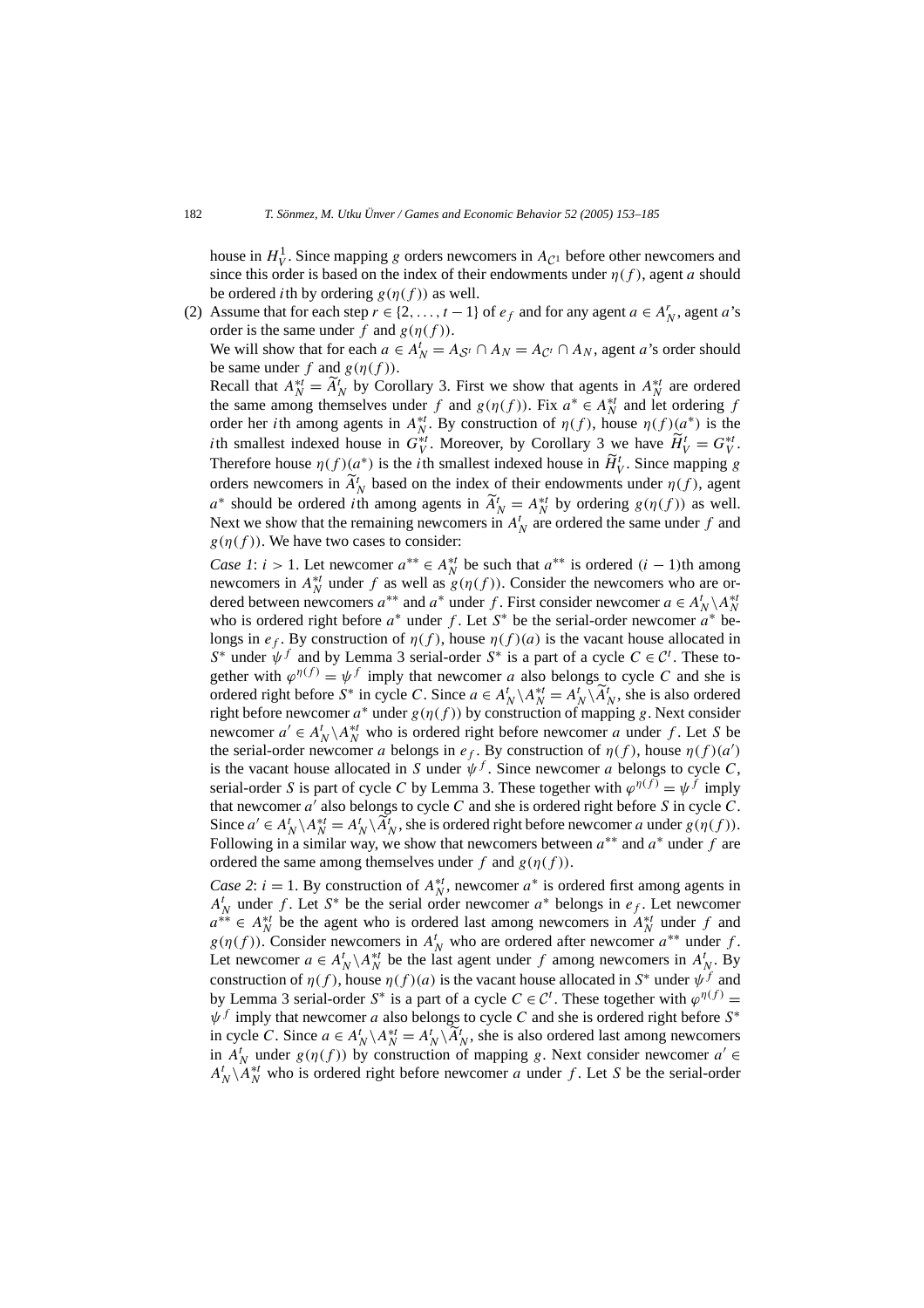house in $H_V^1$. Since mapping $g$ orders newcomers in $A_{\mathcal{C}^1}$ before other newcomers and since this order is based on the index of their endowments under $\eta(f)$, agent $a$ should be ordered $i$th by ordering $g(\eta(f))$ as well.

(2) Assume that for each step $r \in \{2, \ldots, t-1\}$ of $e_f$ and for any agent $a \in A_N^r$, agent $a$'s order is the same under $f$ and $g(\eta(f))$.

We will show that for each $a \in A_N^t = A_{\mathcal{S}^t} \cap A_N = A_{\mathcal{C}^t} \cap A_N$, agent $a$'s order should be same under $f$ and $g(\eta(f))$.

Recall that $A_N^{*t} = \widetilde{A}_N^t$ by Corollary 3. First we show that agents in $A_N^{*t}$ are ordered the same among themselves under $f$ and $g(\eta(f))$. Fix $a^* \in A_N^{*t}$ and let ordering $f$ order her $i$th among agents in $A_N^{*t}$. By construction of $\eta(f)$, house $\eta(f)(a^*)$ is the $i$th smallest indexed house in $G_V^{*t}$. Moreover, by Corollary 3 we have $\widetilde{H}_V^t = G_V^{*t}$. Therefore house $\eta(f)(a^*)$ is the $i$th smallest indexed house in $\widetilde{H}_V^t$. Since mapping $g$ orders newcomers in $\widetilde{A}_N^t$ based on the index of their endowments under $\eta(f)$, agent $a^*$ should be ordered $i$th among agents in $\widetilde{A}_N^t = A_N^{*t}$ by ordering $g(\eta(f))$ as well. Next we show that the remaining newcomers in $A_N^t$ are ordered the same under $f$ and $g(\eta(f))$. We have two cases to consider:

*Case 1*: $i > 1$. Let newcomer $a^{**} \in A_N^{*t}$ be such that $a^{**}$ is ordered $(i-1)$th among newcomers in $A_N^{*t}$ under $f$ as well as $g(\eta(f))$. Consider the newcomers who are ordered between newcomers $a^{**}$ and $a^*$ under $f$. First consider newcomer $a \in A_N^t \setminus A_N^{*t}$ who is ordered right before $a^*$ under $f$. Let $S^*$ be the serial-order newcomer $a^*$ belongs in $e_f$. By construction of $\eta(f)$, house $\eta(f)(a)$ is the vacant house allocated in $S^*$ under $\psi^f$ and by Lemma 3 serial-order $S^*$ is a part of a cycle $C \in \mathcal{C}^t$. These together with $\varphi^{\eta(f)} = \psi^f$ imply that newcomer $a$ also belongs to cycle $C$ and she is ordered right before $S^*$ in cycle $C$. Since $a \in A_N^t \setminus A_N^{*t} = A_N^t \setminus \widetilde{A}_N^t$, she is also ordered right before newcomer $a^*$ under $g(\eta(f))$ by construction of mapping $g$. Next consider newcomer $a' \in A_N^t \setminus A_N^{*t}$ who is ordered right before newcomer $a$ under $f$. Let $S$ be the serial-order newcomer $a$ belongs in $e_f$. By construction of $\eta(f)$, house $\eta(f)(a')$ is the vacant house allocated in $S$ under $\psi^f$. Since newcomer $a$ belongs to cycle $C$, serial-order $S$ is part of cycle $C$ by Lemma 3. These together with $\varphi^{\eta(f)} = \psi^f$ imply that newcomer $a'$ also belongs to cycle $C$ and she is ordered right before $S$ in cycle $C$. Since $a' \in A_N^t \setminus A_N^{*t} = A_N^t \setminus \widetilde{A}_N^t$, she is ordered right before newcomer $a$ under $g(\eta(f))$. Following in a similar way, we show that newcomers between $a^{**}$ and $a^*$ under $f$ are ordered the same among themselves under $f$ and $g(\eta(f))$.

*Case 2*: $i = 1$. By construction of $A_N^{*t}$, newcomer $a^*$ is ordered first among agents in $A_N^t$ under $f$. Let $S^*$ be the serial order newcomer $a^*$ belongs in $e_f$. Let newcomer $a^{**} \in A_N^{*t}$ be the agent who is ordered last among newcomers in $A_N^{*t}$ under $f$ and $g(\eta(f))$. Consider newcomers in $A_N^t$ who are ordered after newcomer $a^{**}$ under $f$. Let newcomer $a \in A_N^t \setminus A_N^{*t}$ be the last agent under $f$ among newcomers in $A_N^t$. By construction of $\eta(f)$, house $\eta(f)(a)$ is the vacant house allocated in $S^*$ under $\psi^f$ and by Lemma 3 serial-order $S^*$ is a part of a cycle $C \in \mathcal{C}^t$. These together with $\varphi^{\eta(f)} = \psi^f$ imply that newcomer $a$ also belongs to cycle $C$ and she is ordered right before $S^*$ in cycle $C$. Since $a \in A_N^t \setminus A_N^{*t} = A_N^t \setminus \widetilde{A}_N^t$, she is also ordered last among newcomers in $A_N^t$ under $g(\eta(f))$ by construction of mapping $g$. Next consider newcomer $a' \in A_N^t \setminus A_N^{*t}$ who is ordered right before newcomer $a$ under $f$. Let $S$ be the serial-order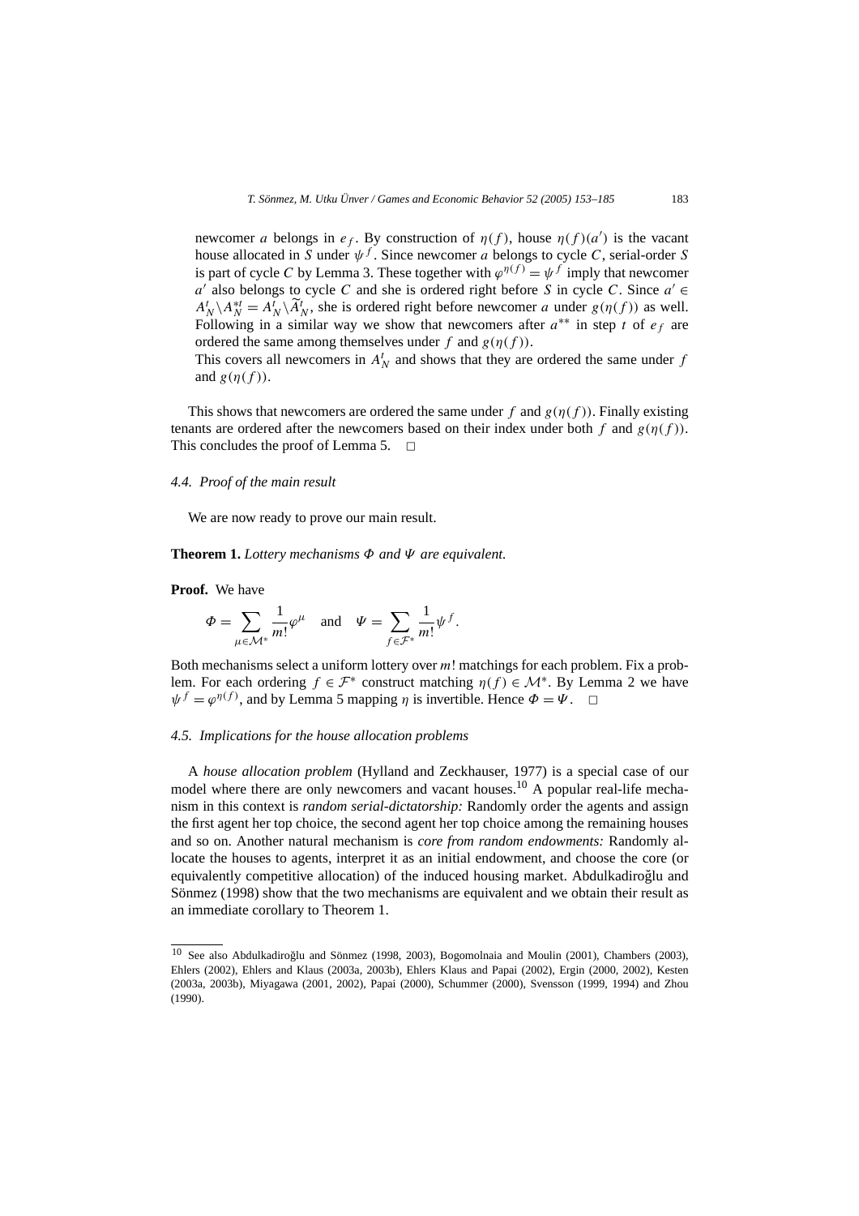newcomer $a$ belongs in $e_f$. By construction of $\eta(f)$, house $\eta(f)(a')$ is the vacant house allocated in $S$ under $\psi^f$. Since newcomer $a$ belongs to cycle $C$, serial-order $S$ is part of cycle $C$ by Lemma 3. These together with $\varphi^{\eta(f)} = \psi^f$ imply that newcomer $a'$ also belongs to cycle $C$ and she is ordered right before $S$ in cycle $C$. Since $a' \in A_N^t \setminus A_N^{*t} = A_N^t \setminus \widetilde{A}_N^t$, she is ordered right before newcomer $a$ under $g(\eta(f))$ as well. Following in a similar way we show that newcomers after $a^{**}$ in step $t$ of $e_f$ are ordered the same among themselves under $f$ and $g(\eta(f))$.

This covers all newcomers in $A_N^t$ and shows that they are ordered the same under $f$ and $g(\eta(f))$.

This shows that newcomers are ordered the same under $f$ and $g(\eta(f))$. Finally existing tenants are ordered after the newcomers based on their index under both $f$ and $g(\eta(f))$. This concludes the proof of Lemma 5. □

### 4.4. Proof of the main result

We are now ready to prove our main result.

**Theorem 1.** *Lottery mechanisms $\Phi$ and $\Psi$ are equivalent.*

**Proof.** We have

$$\Phi = \sum_{\mu \in \mathcal{M}^*} \frac{1}{m!} \varphi^\mu \quad \text{and} \quad \Psi = \sum_{f \in \mathcal{F}^*} \frac{1}{m!} \psi^f.$$

Both mechanisms select a uniform lottery over $m!$ matchings for each problem. Fix a problem. For each ordering $f \in \mathcal{F}^*$ construct matching $\eta(f) \in \mathcal{M}^*$. By Lemma 2 we have $\psi^f = \varphi^{\eta(f)}$, and by Lemma 5 mapping $\eta$ is invertible. Hence $\Phi = \Psi$. □

### 4.5. Implications for the house allocation problems

A *house allocation problem* (Hylland and Zeckhauser, 1977) is a special case of our model where there are only newcomers and vacant houses.[10] A popular real-life mechanism in this context is *random serial-dictatorship:* Randomly order the agents and assign the first agent her top choice, the second agent her top choice among the remaining houses and so on. Another natural mechanism is *core from random endowments:* Randomly allocate the houses to agents, interpret it as an initial endowment, and choose the core (or equivalently competitive allocation) of the induced housing market. Abdulkadiroğlu and Sönmez (1998) show that the two mechanisms are equivalent and we obtain their result as an immediate corollary to Theorem 1.

---

[10] See also Abdulkadiroğlu and Sönmez (1998, 2003), Bogomolnaia and Moulin (2001), Chambers (2003), Ehlers (2002), Ehlers and Klaus (2003a, 2003b), Ehlers Klaus and Papai (2002), Ergin (2000, 2002), Kesten (2003a, 2003b), Miyagawa (2001, 2002), Papai (2000), Schummer (2000), Svensson (1999, 1994) and Zhou (1990).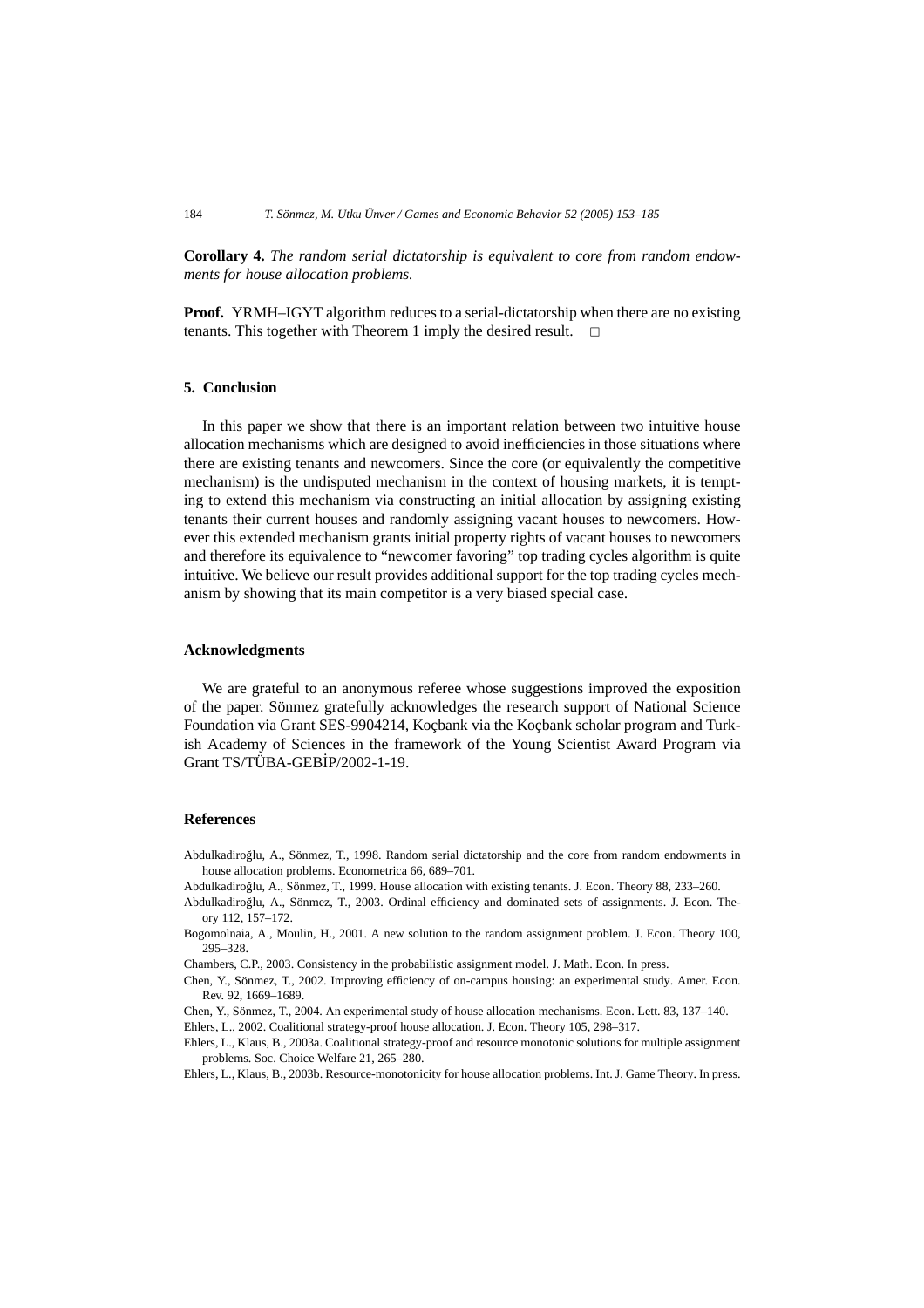**Corollary 4.** *The random serial dictatorship is equivalent to core from random endowments for house allocation problems.*

**Proof.** YRMH–IGYT algorithm reduces to a serial-dictatorship when there are no existing tenants. This together with Theorem 1 imply the desired result. □

## 5. Conclusion

In this paper we show that there is an important relation between two intuitive house allocation mechanisms which are designed to avoid inefficiencies in those situations where there are existing tenants and newcomers. Since the core (or equivalently the competitive mechanism) is the undisputed mechanism in the context of housing markets, it is tempting to extend this mechanism via constructing an initial allocation by assigning existing tenants their current houses and randomly assigning vacant houses to newcomers. However this extended mechanism grants initial property rights of vacant houses to newcomers and therefore its equivalence to "newcomer favoring" top trading cycles algorithm is quite intuitive. We believe our result provides additional support for the top trading cycles mechanism by showing that its main competitor is a very biased special case.

## Acknowledgments

We are grateful to an anonymous referee whose suggestions improved the exposition of the paper. Sönmez gratefully acknowledges the research support of National Science Foundation via Grant SES-9904214, Koçbank via the Koçbank scholar program and Turkish Academy of Sciences in the framework of the Young Scientist Award Program via Grant TS/TÜBA-GEBİP/2002-1-19.

## References

Abdulkadiroğlu, A., Sönmez, T., 1998. Random serial dictatorship and the core from random endowments in house allocation problems. Econometrica 66, 689–701.

Abdulkadiroğlu, A., Sönmez, T., 1999. House allocation with existing tenants. J. Econ. Theory 88, 233–260.

Abdulkadiroğlu, A., Sönmez, T., 2003. Ordinal efficiency and dominated sets of assignments. J. Econ. Theory 112, 157–172.

Bogomolnaia, A., Moulin, H., 2001. A new solution to the random assignment problem. J. Econ. Theory 100, 295–328.

Chambers, C.P., 2003. Consistency in the probabilistic assignment model. J. Math. Econ. In press.

Chen, Y., Sönmez, T., 2002. Improving efficiency of on-campus housing: an experimental study. Amer. Econ. Rev. 92, 1669–1689.

Chen, Y., Sönmez, T., 2004. An experimental study of house allocation mechanisms. Econ. Lett. 83, 137–140.

Ehlers, L., 2002. Coalitional strategy-proof house allocation. J. Econ. Theory 105, 298–317.

Ehlers, L., Klaus, B., 2003a. Coalitional strategy-proof and resource monotonic solutions for multiple assignment problems. Soc. Choice Welfare 21, 265–280.

Ehlers, L., Klaus, B., 2003b. Resource-monotonicity for house allocation problems. Int. J. Game Theory. In press.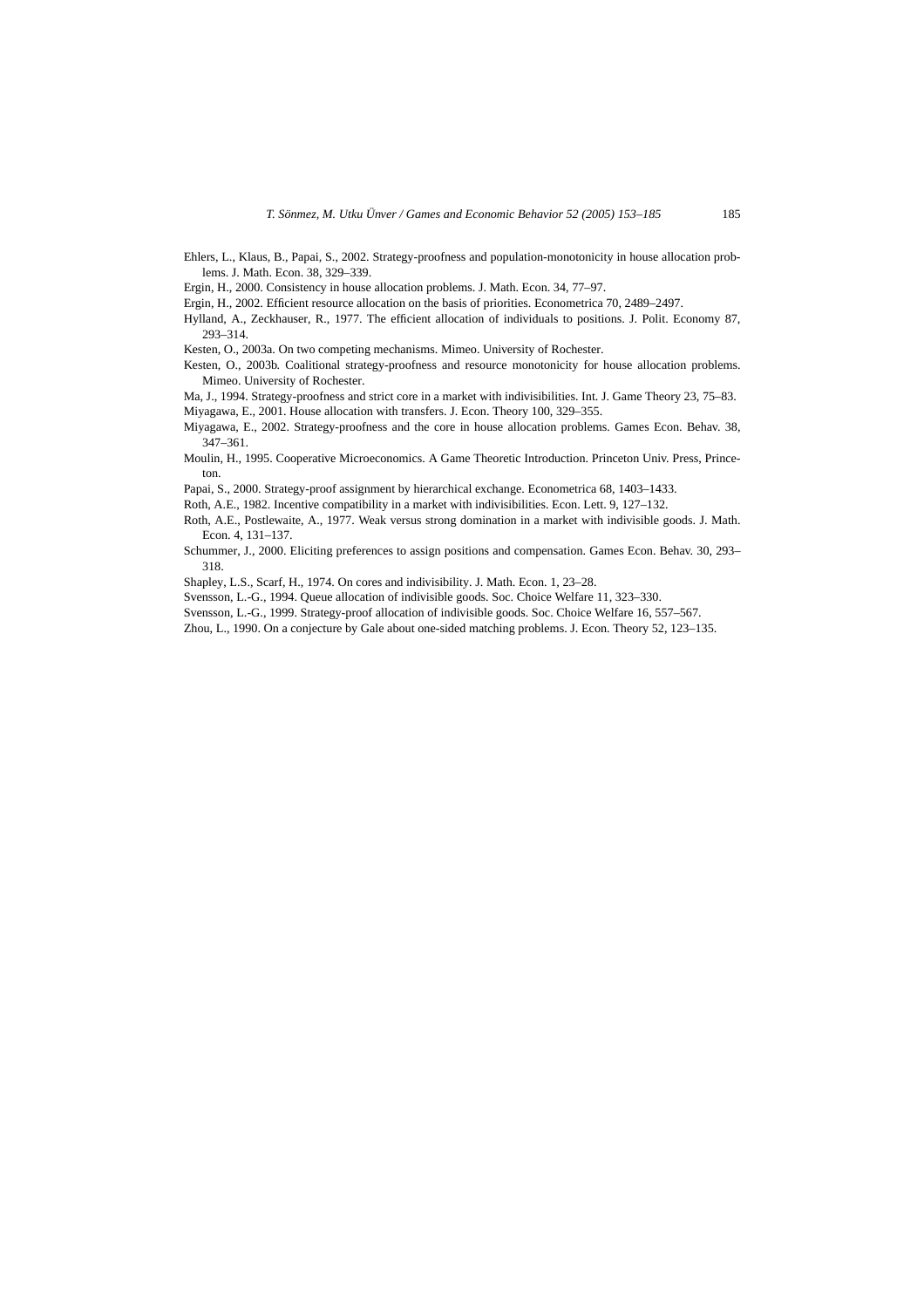Ehlers, L., Klaus, B., Papai, S., 2002. Strategy-proofness and population-monotonicity in house allocation problems. J. Math. Econ. 38, 329–339.

Ergin, H., 2000. Consistency in house allocation problems. J. Math. Econ. 34, 77–97.

Ergin, H., 2002. Efficient resource allocation on the basis of priorities. Econometrica 70, 2489–2497.

Hylland, A., Zeckhauser, R., 1977. The efficient allocation of individuals to positions. J. Polit. Economy 87, 293–314.

Kesten, O., 2003a. On two competing mechanisms. Mimeo. University of Rochester.

Kesten, O., 2003b. Coalitional strategy-proofness and resource monotonicity for house allocation problems. Mimeo. University of Rochester.

Ma, J., 1994. Strategy-proofness and strict core in a market with indivisibilities. Int. J. Game Theory 23, 75–83.

Miyagawa, E., 2001. House allocation with transfers. J. Econ. Theory 100, 329–355.

Miyagawa, E., 2002. Strategy-proofness and the core in house allocation problems. Games Econ. Behav. 38, 347–361.

Moulin, H., 1995. Cooperative Microeconomics. A Game Theoretic Introduction. Princeton Univ. Press, Princeton.

Papai, S., 2000. Strategy-proof assignment by hierarchical exchange. Econometrica 68, 1403–1433.

Roth, A.E., 1982. Incentive compatibility in a market with indivisibilities. Econ. Lett. 9, 127–132.

Roth, A.E., Postlewaite, A., 1977. Weak versus strong domination in a market with indivisible goods. J. Math. Econ. 4, 131–137.

Schummer, J., 2000. Eliciting preferences to assign positions and compensation. Games Econ. Behav. 30, 293–318.

Shapley, L.S., Scarf, H., 1974. On cores and indivisibility. J. Math. Econ. 1, 23–28.

Svensson, L.-G., 1994. Queue allocation of indivisible goods. Soc. Choice Welfare 11, 323–330.

Svensson, L.-G., 1999. Strategy-proof allocation of indivisible goods. Soc. Choice Welfare 16, 557–567.

Zhou, L., 1990. On a conjecture by Gale about one-sided matching problems. J. Econ. Theory 52, 123–135.